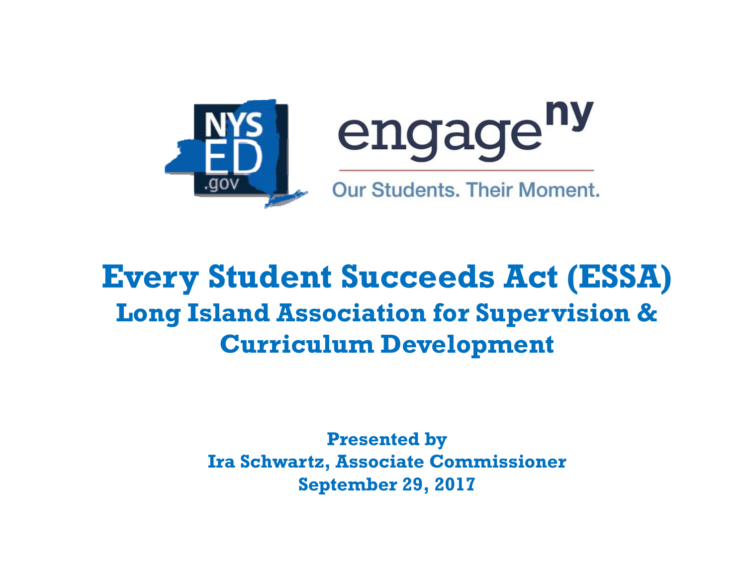NYS ED .gov

engage ny

Our Students. Their Moment.

# Every Student Succeeds Act (ESSA)

## Long Island Association for Supervision & Curriculum Development

**Presented by**
**Ira Schwartz, Associate Commissioner**
**September 29, 2017**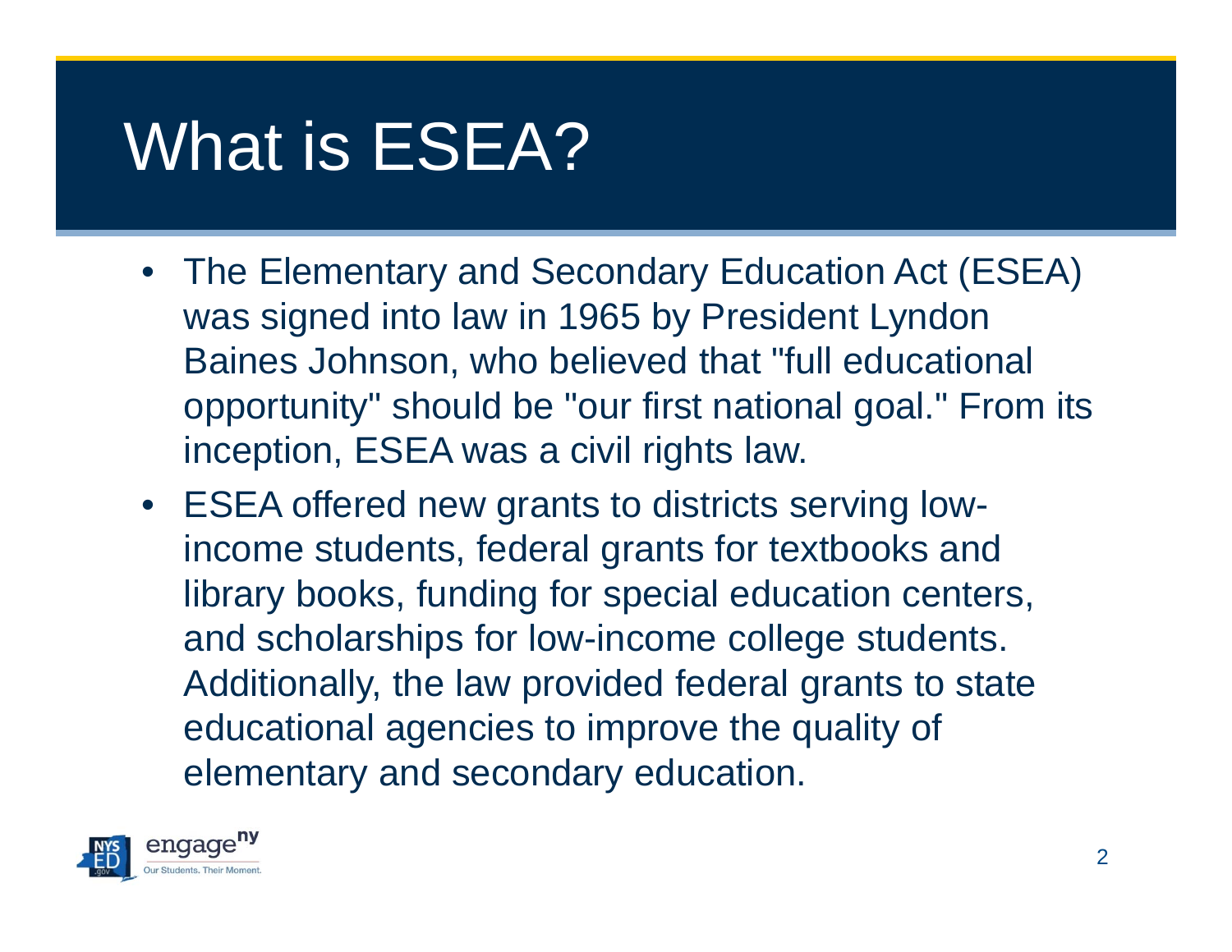# What is ESEA?

- The Elementary and Secondary Education Act (ESEA) was signed into law in 1965 by President Lyndon Baines Johnson, who believed that "full educational opportunity" should be "our first national goal." From its inception, ESEA was a civil rights law.
- ESEA offered new grants to districts serving low-income students, federal grants for textbooks and library books, funding for special education centers, and scholarships for low-income college students. Additionally, the law provided federal grants to state educational agencies to improve the quality of elementary and secondary education.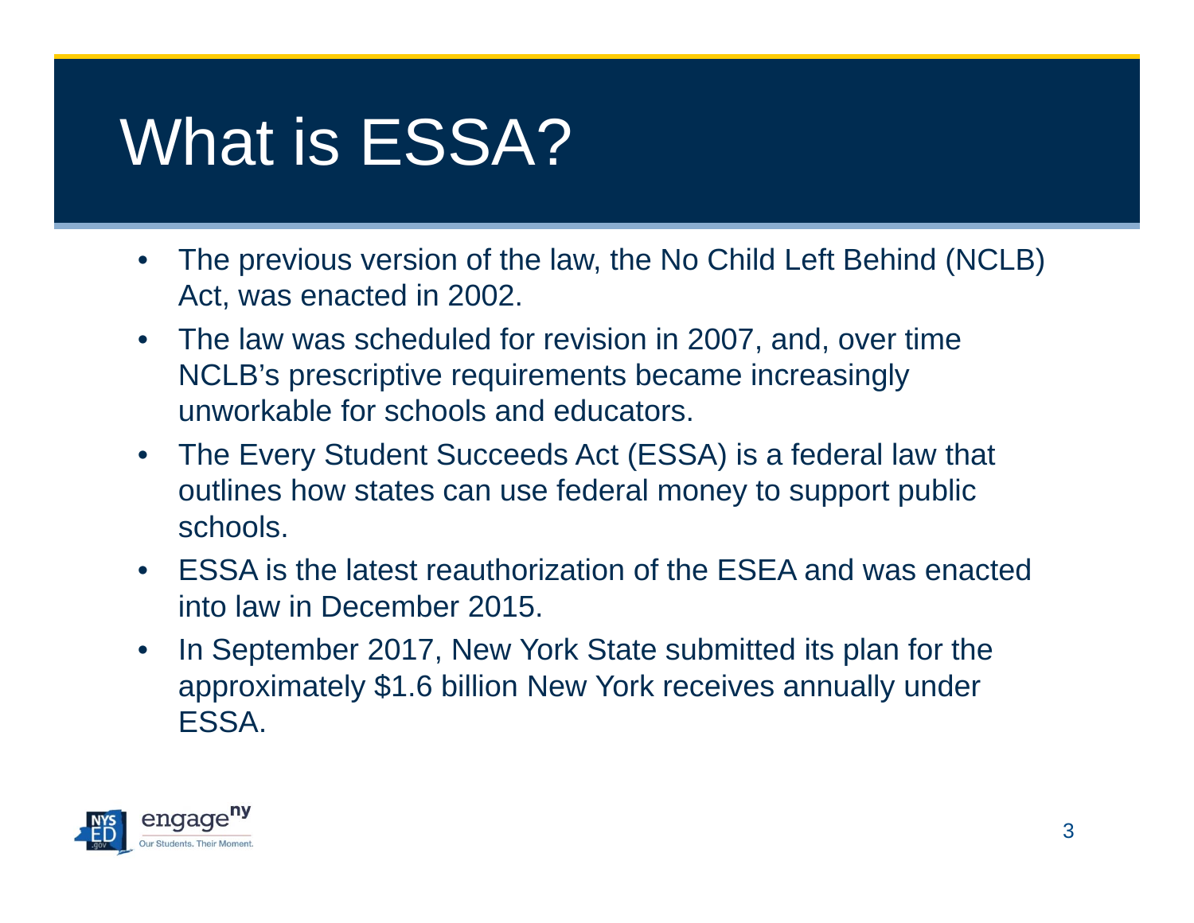# What is ESSA?

- The previous version of the law, the No Child Left Behind (NCLB) Act, was enacted in 2002.
- The law was scheduled for revision in 2007, and, over time NCLB's prescriptive requirements became increasingly unworkable for schools and educators.
- The Every Student Succeeds Act (ESSA) is a federal law that outlines how states can use federal money to support public schools.
- ESSA is the latest reauthorization of the ESEA and was enacted into law in December 2015.
- In September 2017, New York State submitted its plan for the approximately $1.6 billion New York receives annually under ESSA.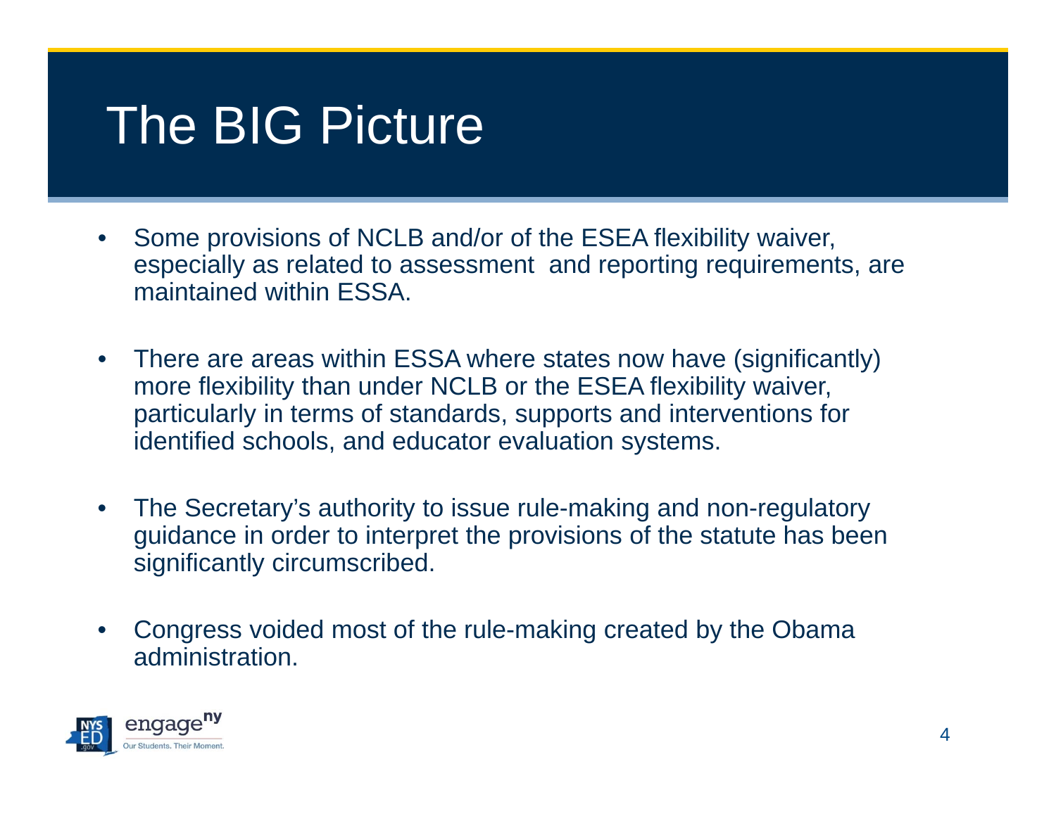# The BIG Picture

- Some provisions of NCLB and/or of the ESEA flexibility waiver, especially as related to assessment and reporting requirements, are maintained within ESSA.

- There are areas within ESSA where states now have (significantly) more flexibility than under NCLB or the ESEA flexibility waiver, particularly in terms of standards, supports and interventions for identified schools, and educator evaluation systems.

- The Secretary's authority to issue rule-making and non-regulatory guidance in order to interpret the provisions of the statute has been significantly circumscribed.

- Congress voided most of the rule-making created by the Obama administration.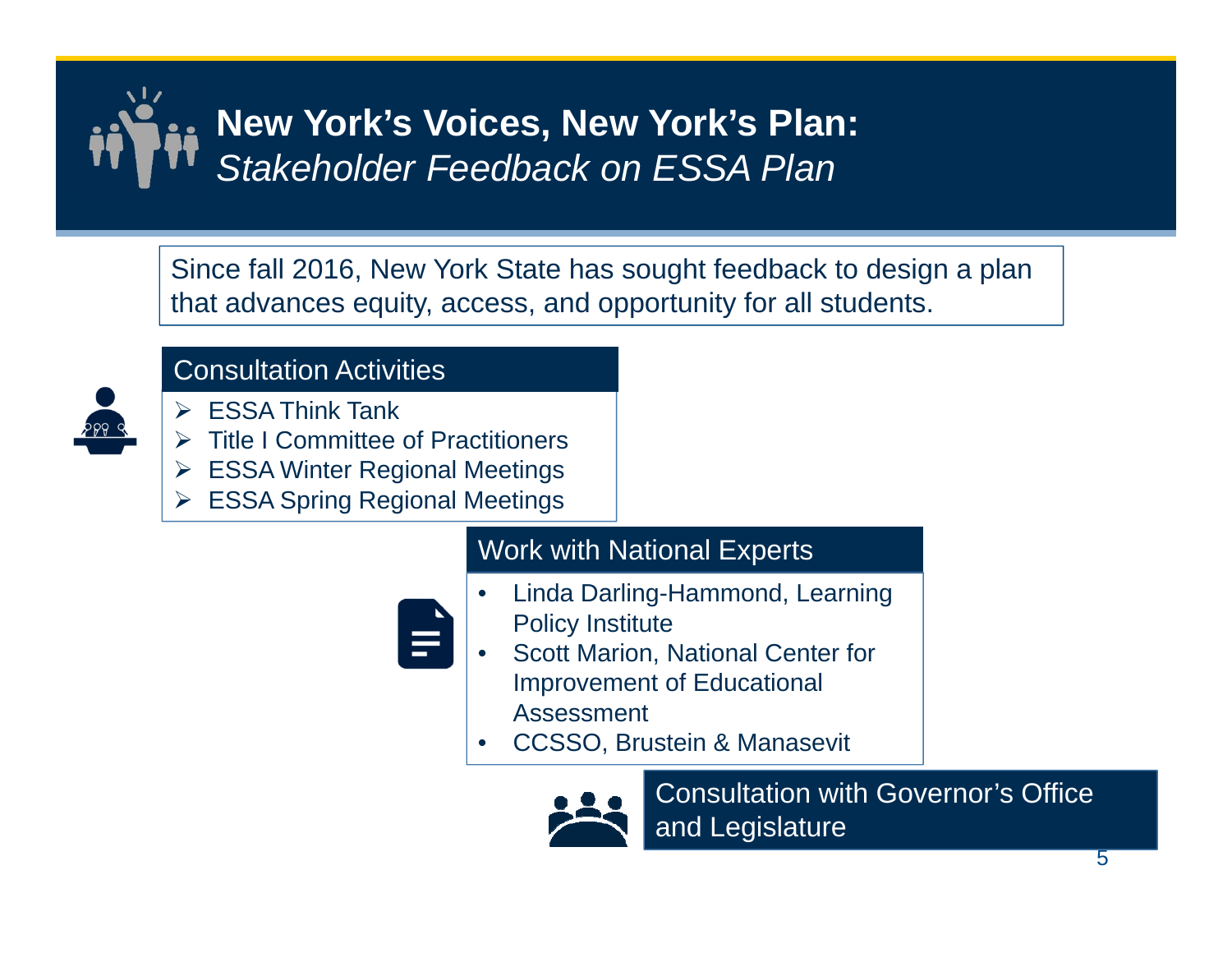# New York's Voices, New York's Plan:
## *Stakeholder Feedback on ESSA Plan*

Since fall 2016, New York State has sought feedback to design a plan that advances equity, access, and opportunity for all students.

### Consultation Activities

- ESSA Think Tank
- Title I Committee of Practitioners
- ESSA Winter Regional Meetings
- ESSA Spring Regional Meetings

### Work with National Experts

- Linda Darling-Hammond, Learning Policy Institute
- Scott Marion, National Center for Improvement of Educational Assessment
- CCSSO, Brustein & Manasevit

### Consultation with Governor's Office and Legislature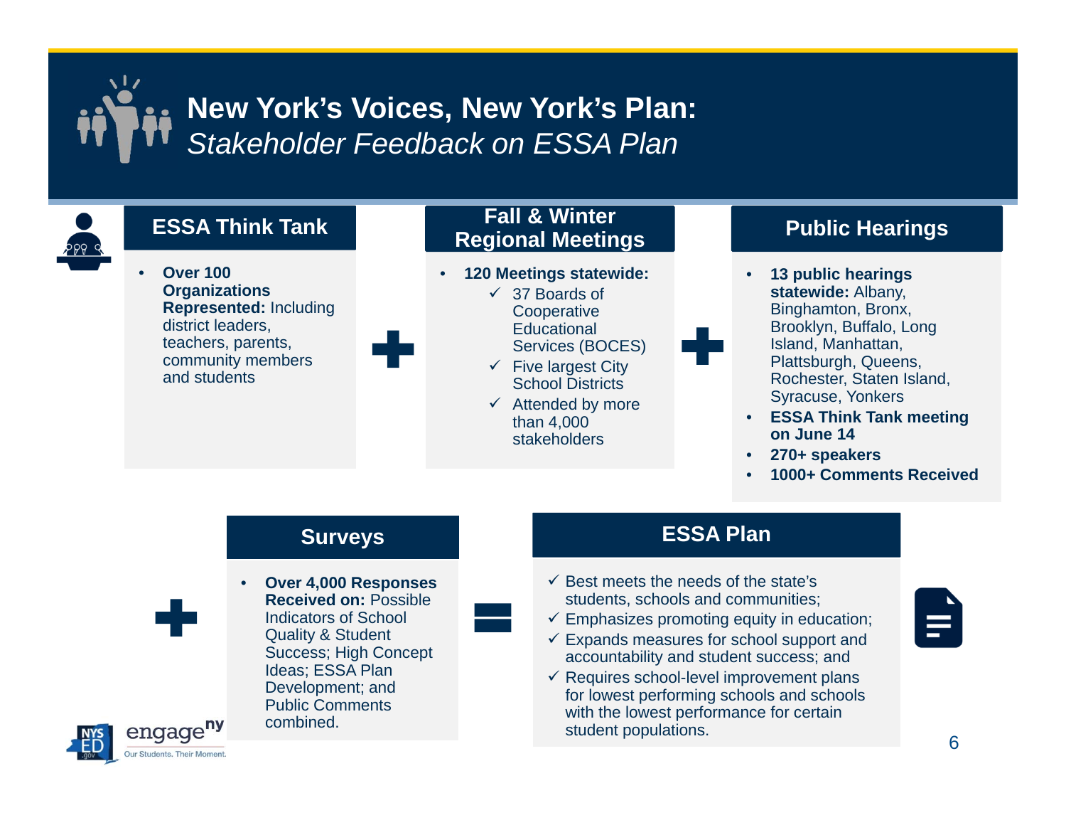# New York's Voices, New York's Plan:
*Stakeholder Feedback on ESSA Plan*

## ESSA Think Tank

- **Over 100 Organizations Represented:** Including district leaders, teachers, parents, community members and students

+

## Fall & Winter Regional Meetings

- **120 Meetings statewide:**
  - ✓ 37 Boards of Cooperative Educational Services (BOCES)
  - ✓ Five largest City School Districts
  - ✓ Attended by more than 4,000 stakeholders

+

## Public Hearings

- **13 public hearings statewide:** Albany, Binghamton, Bronx, Brooklyn, Buffalo, Long Island, Manhattan, Plattsburgh, Queens, Rochester, Staten Island, Syracuse, Yonkers
- **ESSA Think Tank meeting on June 14**
- **270+ speakers**
- **1000+ Comments Received**

+

## Surveys

- **Over 4,000 Responses Received on:** Possible Indicators of School Quality & Student Success; High Concept Ideas; ESSA Plan Development; and Public Comments combined.

=

## ESSA Plan

- ✓ Best meets the needs of the state's students, schools and communities;
- ✓ Emphasizes promoting equity in education;
- ✓ Expands measures for school support and accountability and student success; and
- ✓ Requires school-level improvement plans for lowest performing schools and schools with the lowest performance for certain student populations.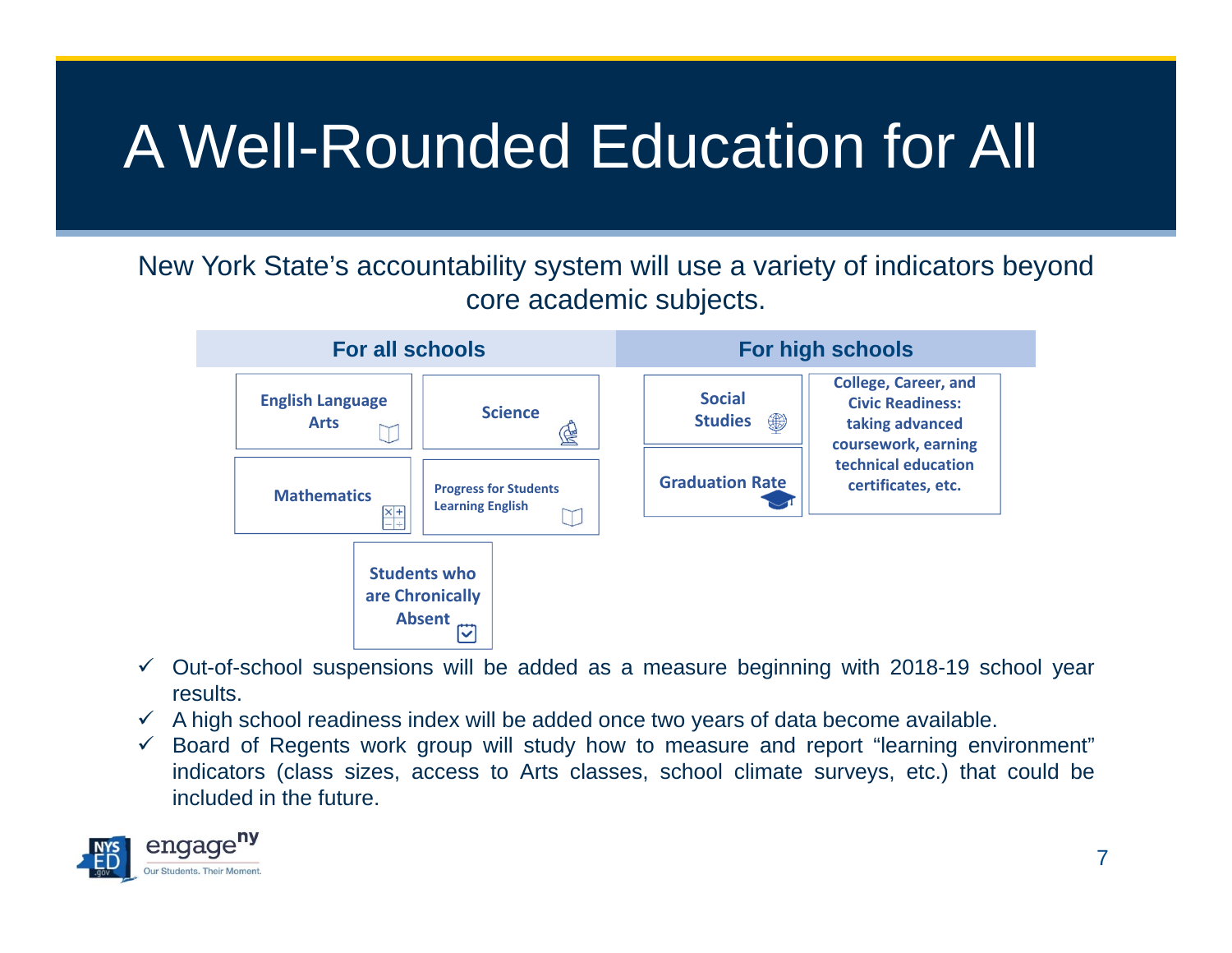# A Well-Rounded Education for All

New York State's accountability system will use a variety of indicators beyond core academic subjects.

| For all schools | | For high schools | |
|---|---|---|---|
| English Language Arts | Science | Social Studies | College, Career, and Civic Readiness: taking advanced coursework, earning technical education certificates, etc. |
| Mathematics | Progress for Students Learning English | Graduation Rate | |
| Students who are Chronically Absent | | | |

- ✓ Out-of-school suspensions will be added as a measure beginning with 2018-19 school year results.
- ✓ A high school readiness index will be added once two years of data become available.
- ✓ Board of Regents work group will study how to measure and report "learning environment" indicators (class sizes, access to Arts classes, school climate surveys, etc.) that could be included in the future.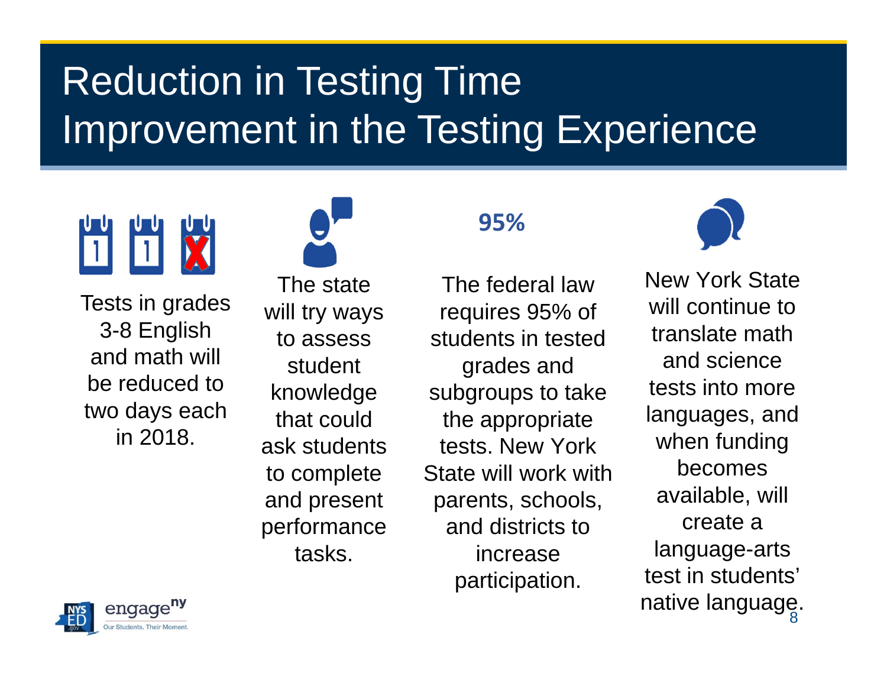# Reduction in Testing Time
# Improvement in the Testing Experience

Tests in grades 3-8 English and math will be reduced to two days each in 2018.

The state will try ways to assess student knowledge that could ask students to complete and present performance tasks.

**95%**

The federal law requires 95% of students in tested grades and subgroups to take the appropriate tests. New York State will work with parents, schools, and districts to increase participation.

New York State will continue to translate math and science tests into more languages, and when funding becomes available, will create a language-arts test in students' native language.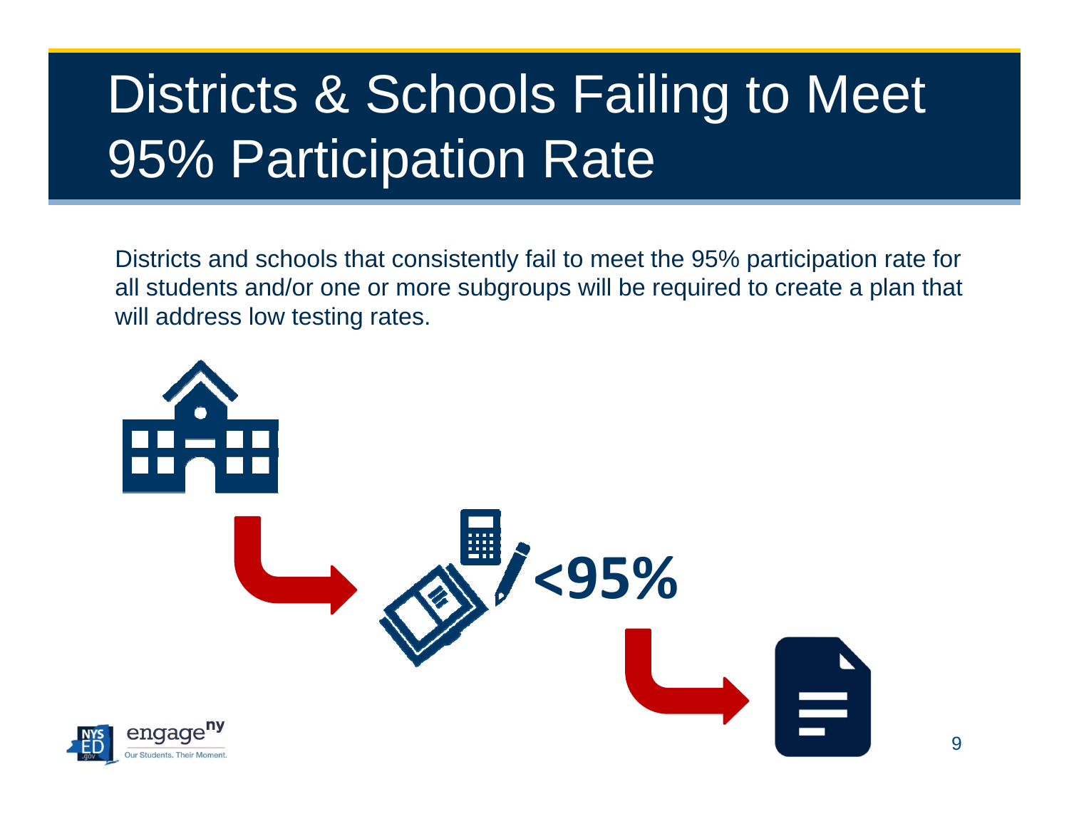# Districts & Schools Failing to Meet 95% Participation Rate

Districts and schools that consistently fail to meet the 95% participation rate for all students and/or one or more subgroups will be required to create a plan that will address low testing rates.

<95%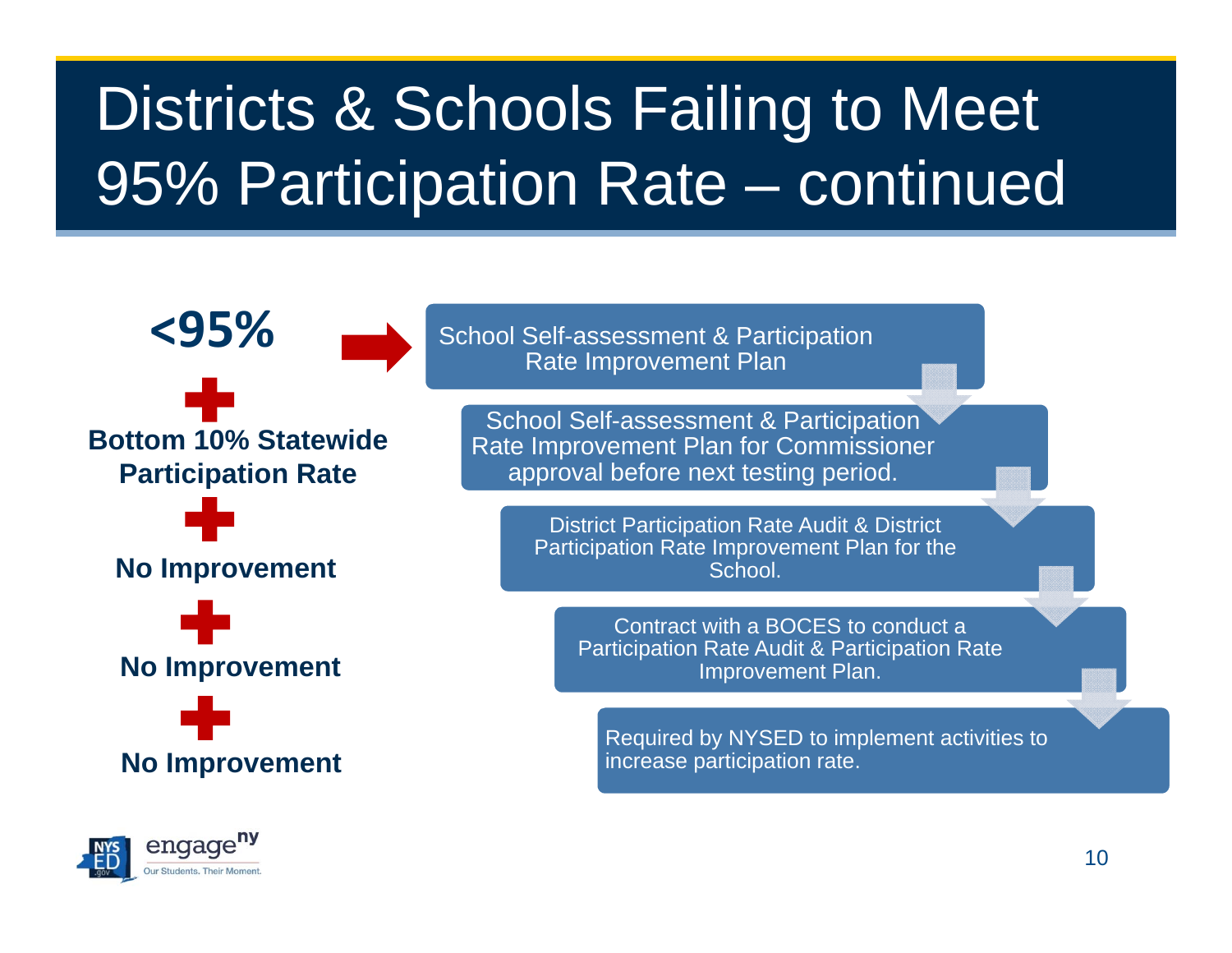# Districts & Schools Failing to Meet 95% Participation Rate – continued

**<95%**

→ School Self-assessment & Participation Rate Improvement Plan

**+ Bottom 10% Statewide Participation Rate**

→ School Self-assessment & Participation Rate Improvement Plan for Commissioner approval before next testing period.

**+ No Improvement**

→ District Participation Rate Audit & District Participation Rate Improvement Plan for the School.

**+ No Improvement**

→ Contract with a BOCES to conduct a Participation Rate Audit & Participation Rate Improvement Plan.

**+ No Improvement**

→ Required by NYSED to implement activities to increase participation rate.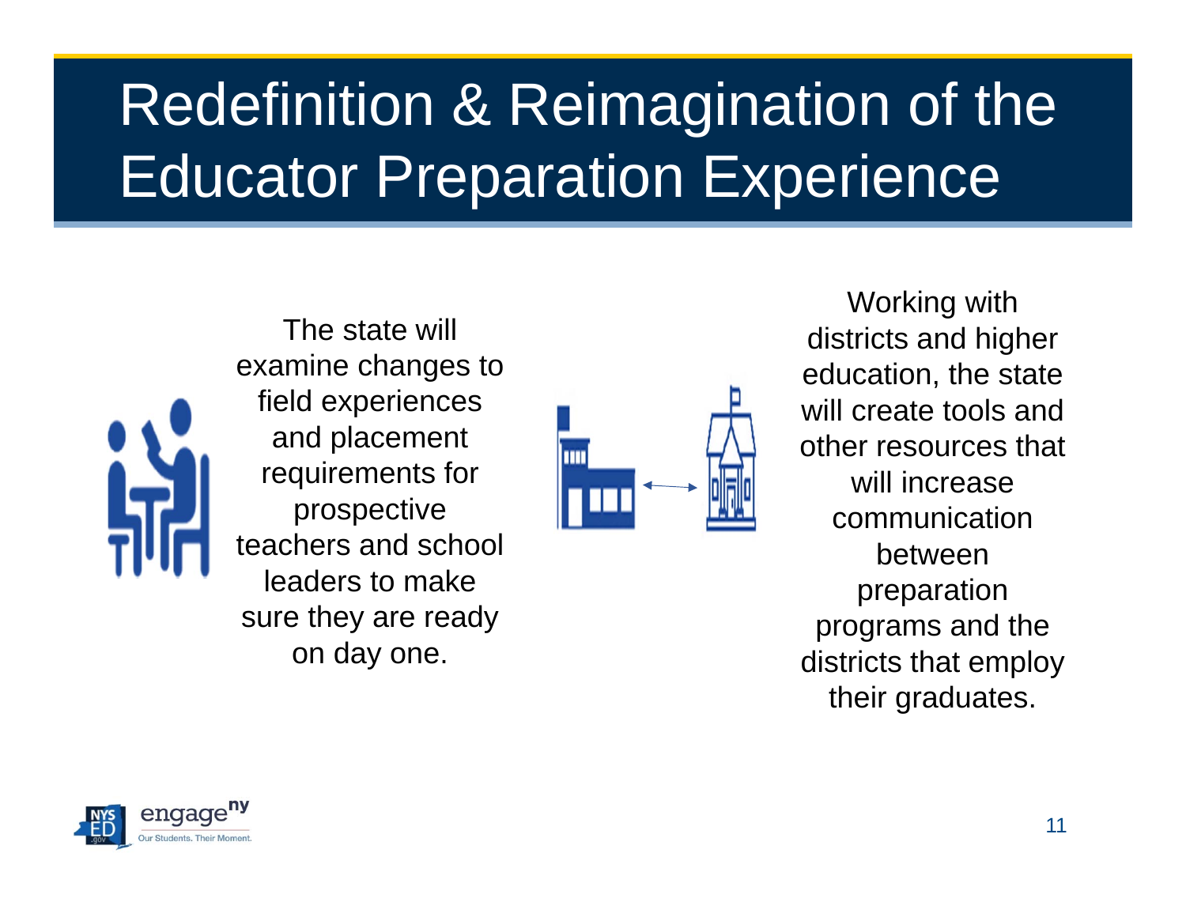# Redefinition & Reimagination of the Educator Preparation Experience

The state will examine changes to field experiences and placement requirements for prospective teachers and school leaders to make sure they are ready on day one.

Working with districts and higher education, the state will create tools and other resources that will increase communication between preparation programs and the districts that employ their graduates.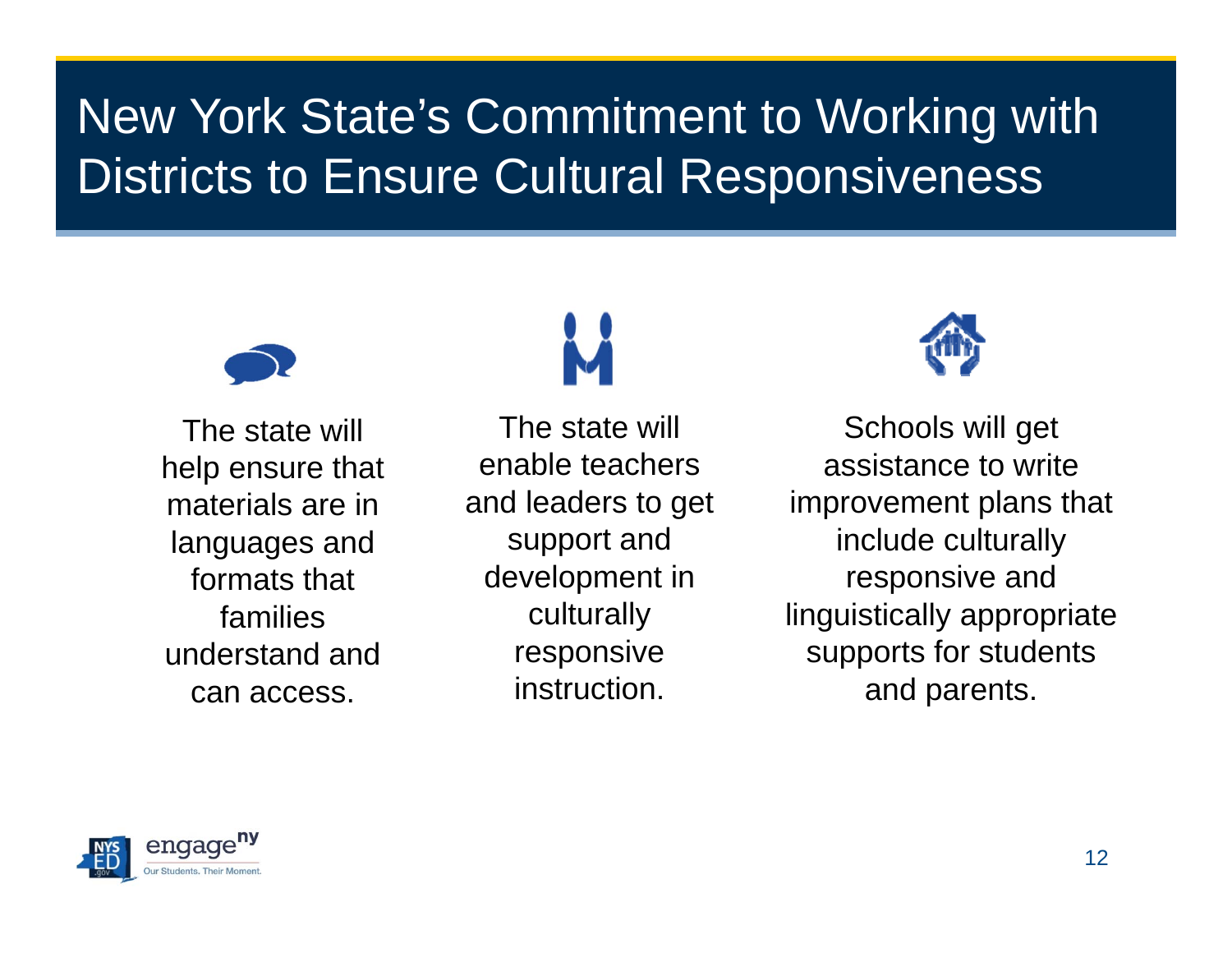# New York State's Commitment to Working with Districts to Ensure Cultural Responsiveness

The state will help ensure that materials are in languages and formats that families understand and can access.

The state will enable teachers and leaders to get support and development in culturally responsive instruction.

Schools will get assistance to write improvement plans that include culturally responsive and linguistically appropriate supports for students and parents.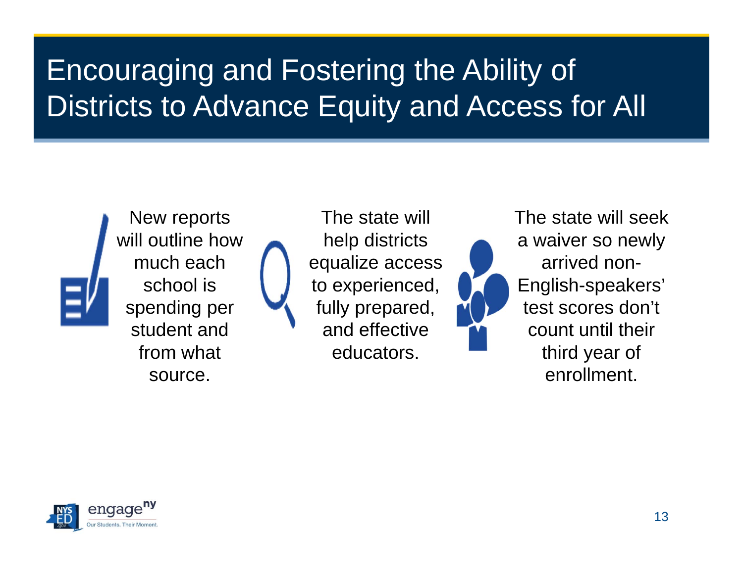# Encouraging and Fostering the Ability of Districts to Advance Equity and Access for All

New reports will outline how much each school is spending per student and from what source.

The state will help districts equalize access to experienced, fully prepared, and effective educators.

The state will seek a waiver so newly arrived non-English-speakers' test scores don't count until their third year of enrollment.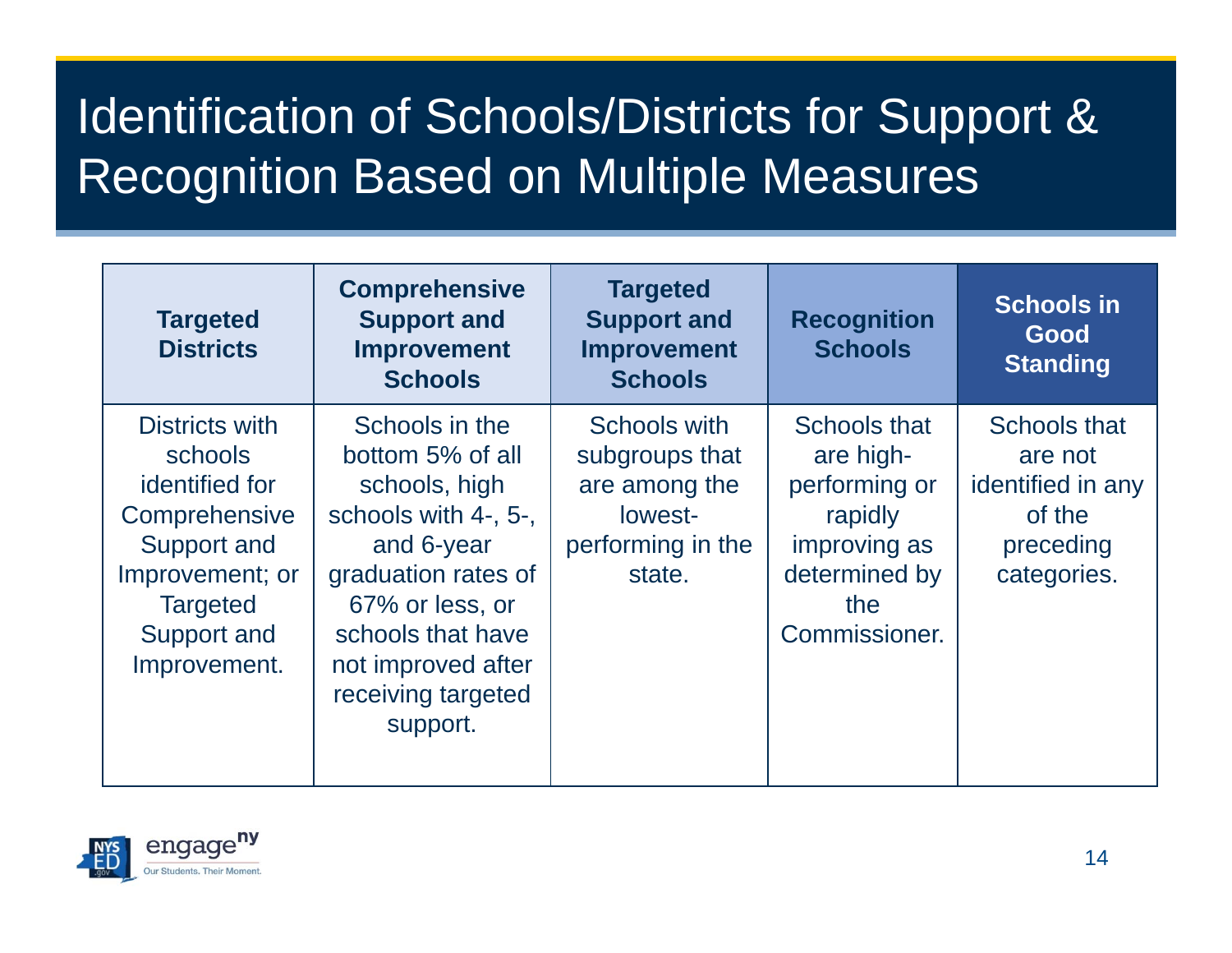# Identification of Schools/Districts for Support & Recognition Based on Multiple Measures

| Targeted Districts | Comprehensive Support and Improvement Schools | Targeted Support and Improvement Schools | Recognition Schools | Schools in Good Standing |
|---|---|---|---|---|
| Districts with schools identified for Comprehensive Support and Improvement; or Targeted Support and Improvement. | Schools in the bottom 5% of all schools, high schools with 4-, 5-, and 6-year graduation rates of 67% or less, or schools that have not improved after receiving targeted support. | Schools with subgroups that are among the lowest-performing in the state. | Schools that are high-performing or rapidly improving as determined by the Commissioner. | Schools that are not identified in any of the preceding categories. |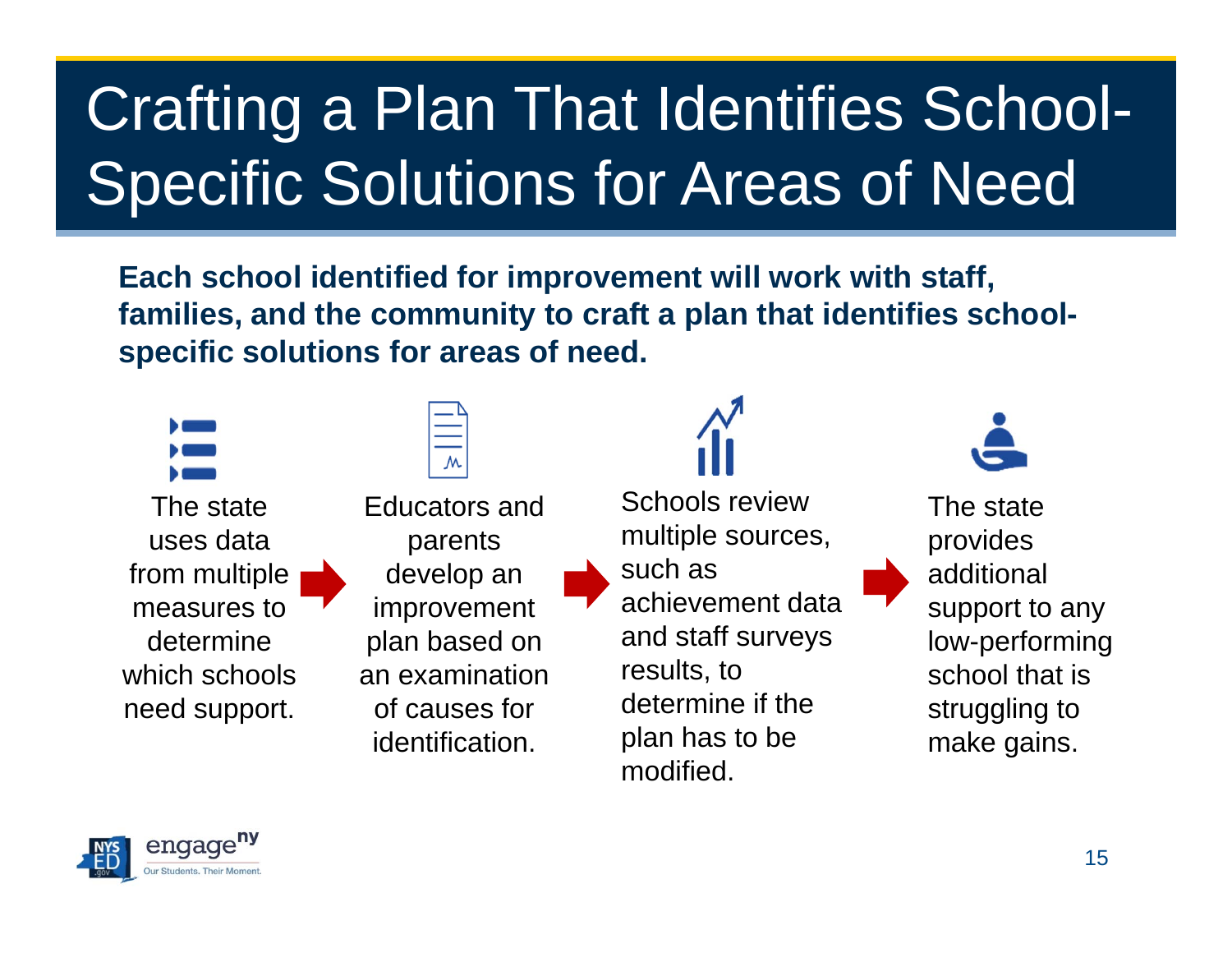# Crafting a Plan That Identifies School-Specific Solutions for Areas of Need

**Each school identified for improvement will work with staff, families, and the community to craft a plan that identifies school-specific solutions for areas of need.**

1. The state uses data from multiple measures to determine which schools need support.
2. Educators and parents develop an improvement plan based on an examination of causes for identification.
3. Schools review multiple sources, such as achievement data and staff surveys results, to determine if the plan has to be modified.
4. The state provides additional support to any low-performing school that is struggling to make gains.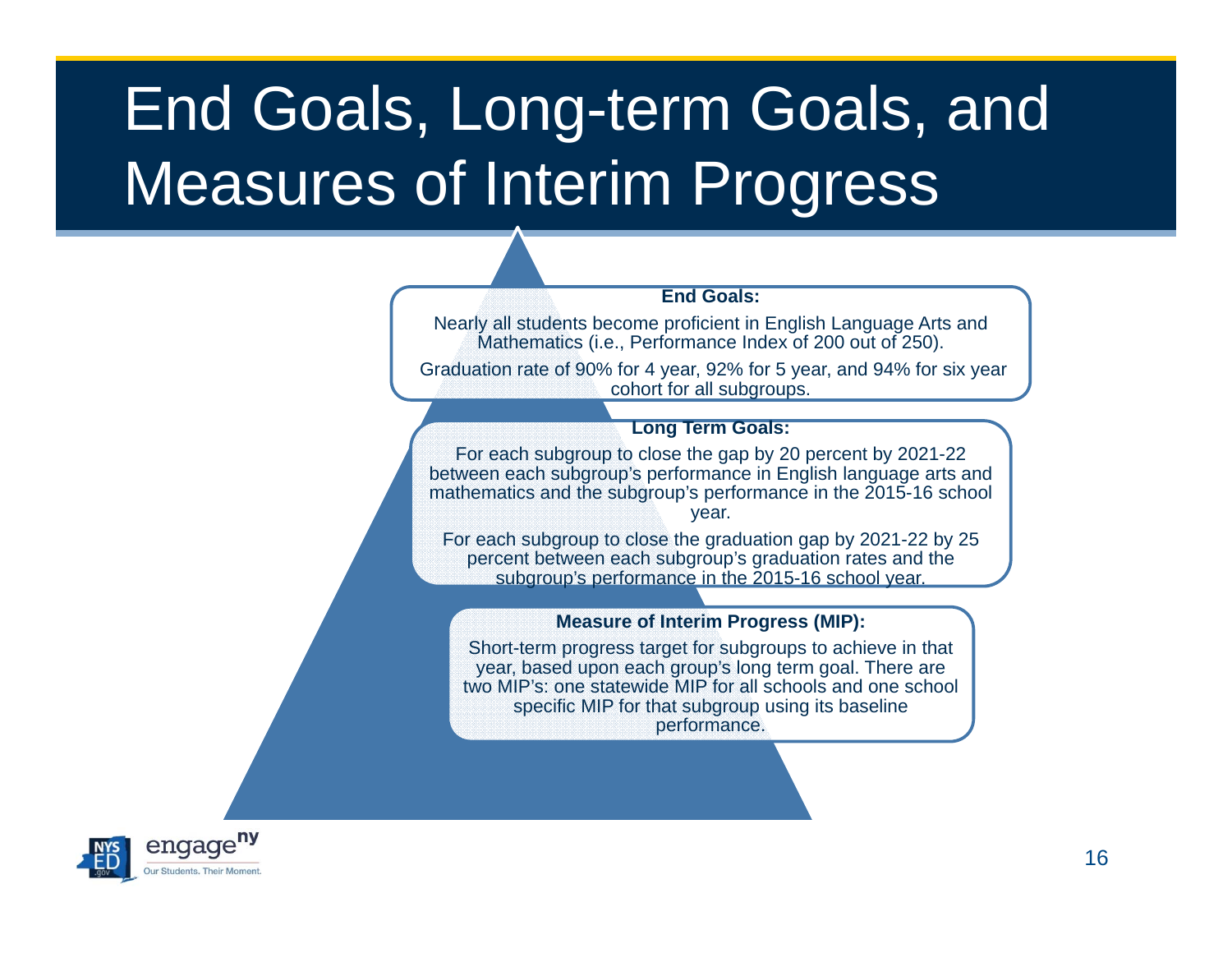# End Goals, Long-term Goals, and Measures of Interim Progress

**End Goals:**

Nearly all students become proficient in English Language Arts and Mathematics (i.e., Performance Index of 200 out of 250).

Graduation rate of 90% for 4 year, 92% for 5 year, and 94% for six year cohort for all subgroups.

**Long Term Goals:**

For each subgroup to close the gap by 20 percent by 2021-22 between each subgroup's performance in English language arts and mathematics and the subgroup's performance in the 2015-16 school year.

For each subgroup to close the graduation gap by 2021-22 by 25 percent between each subgroup's graduation rates and the subgroup's performance in the 2015-16 school year.

**Measure of Interim Progress (MIP):**

Short-term progress target for subgroups to achieve in that year, based upon each group's long term goal. There are two MIP's: one statewide MIP for all schools and one school specific MIP for that subgroup using its baseline performance.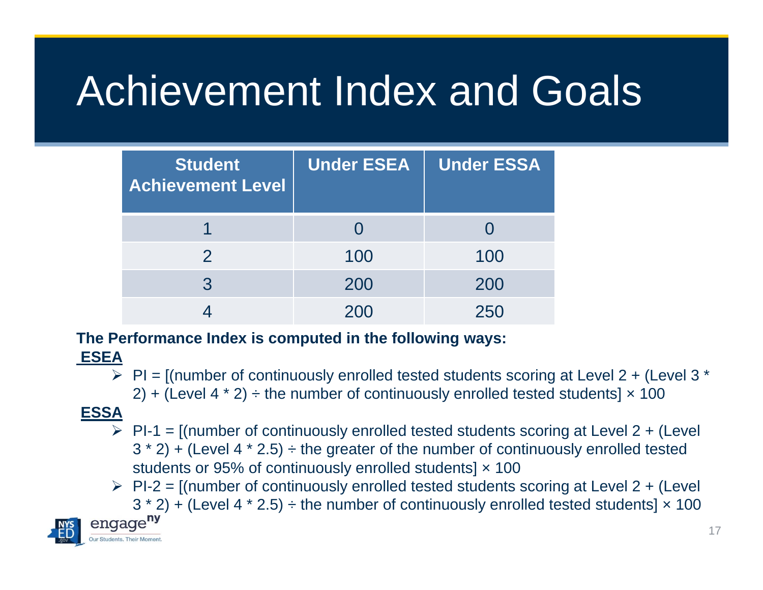# Achievement Index and Goals

| Student Achievement Level | Under ESEA | Under ESSA |
|---|---|---|
| 1 | 0 | 0 |
| 2 | 100 | 100 |
| 3 | 200 | 200 |
| 4 | 200 | 250 |

**The Performance Index is computed in the following ways:**

**ESEA**

- PI = [(number of continuously enrolled tested students scoring at Level 2 + (Level 3 * 2) + (Level 4 * 2) ÷ the number of continuously enrolled tested students] × 100

**ESSA**

- PI-1 = [(number of continuously enrolled tested students scoring at Level 2 + (Level 3 * 2) + (Level 4 * 2.5) ÷ the greater of the number of continuously enrolled tested students or 95% of continuously enrolled students] × 100
- PI-2 = [(number of continuously enrolled tested students scoring at Level 2 + (Level 3 * 2) + (Level 4 * 2.5) ÷ the number of continuously enrolled tested students] × 100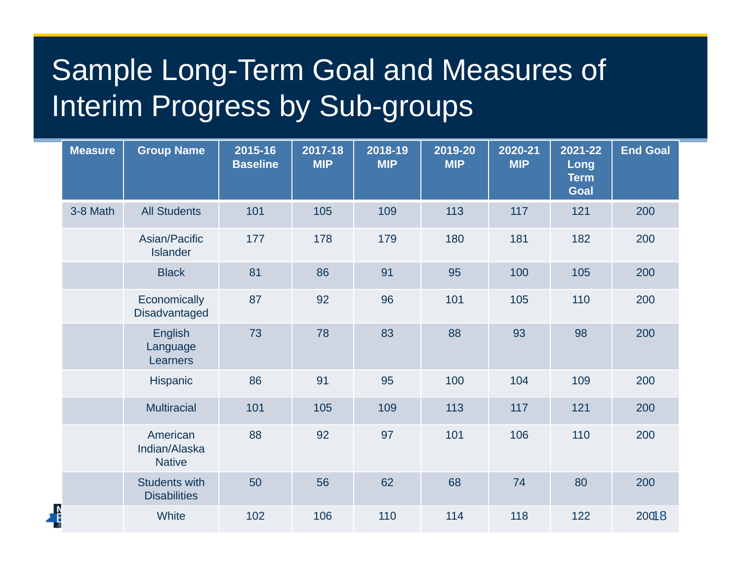# Sample Long-Term Goal and Measures of Interim Progress by Sub-groups

| Measure | Group Name | 2015-16 Baseline | 2017-18 MIP | 2018-19 MIP | 2019-20 MIP | 2020-21 MIP | 2021-22 Long Term Goal | End Goal |
|---|---|---|---|---|---|---|---|---|
| 3-8 Math | All Students | 101 | 105 | 109 | 113 | 117 | 121 | 200 |
| | Asian/Pacific Islander | 177 | 178 | 179 | 180 | 181 | 182 | 200 |
| | Black | 81 | 86 | 91 | 95 | 100 | 105 | 200 |
| | Economically Disadvantaged | 87 | 92 | 96 | 101 | 105 | 110 | 200 |
| | English Language Learners | 73 | 78 | 83 | 88 | 93 | 98 | 200 |
| | Hispanic | 86 | 91 | 95 | 100 | 104 | 109 | 200 |
| | Multiracial | 101 | 105 | 109 | 113 | 117 | 121 | 200 |
| | American Indian/Alaska Native | 88 | 92 | 97 | 101 | 106 | 110 | 200 |
| | Students with Disabilities | 50 | 56 | 62 | 68 | 74 | 80 | 200 |
| | White | 102 | 106 | 110 | 114 | 118 | 122 | 200 |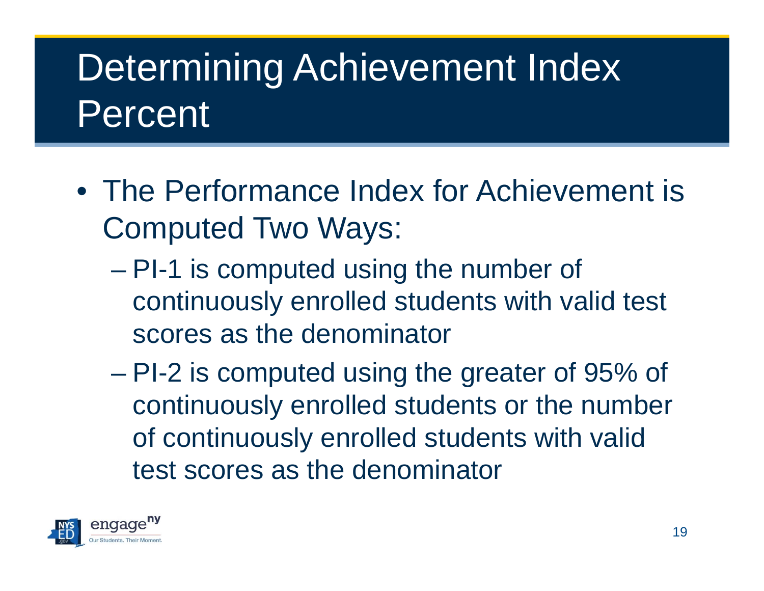# Determining Achievement Index Percent

- The Performance Index for Achievement is Computed Two Ways:
  - PI-1 is computed using the number of continuously enrolled students with valid test scores as the denominator
  - PI-2 is computed using the greater of 95% of continuously enrolled students or the number of continuously enrolled students with valid test scores as the denominator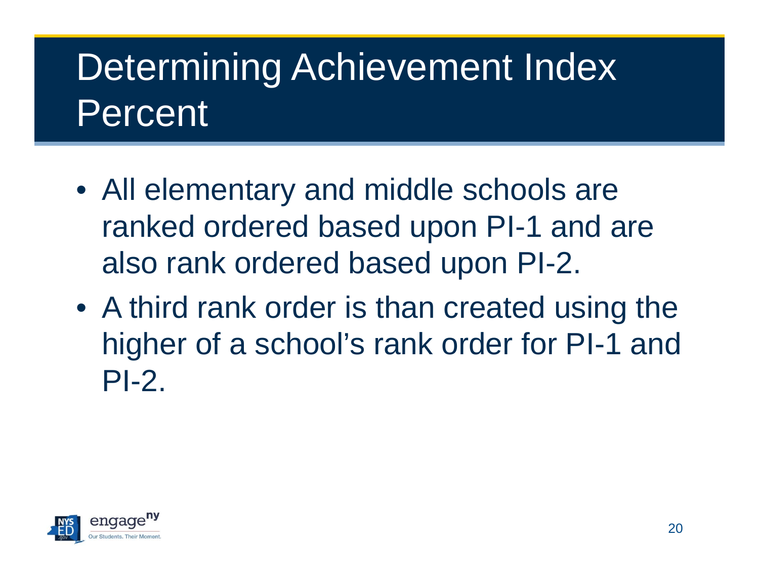# Determining Achievement Index Percent

- All elementary and middle schools are ranked ordered based upon PI-1 and are also rank ordered based upon PI-2.
- A third rank order is than created using the higher of a school's rank order for PI-1 and PI-2.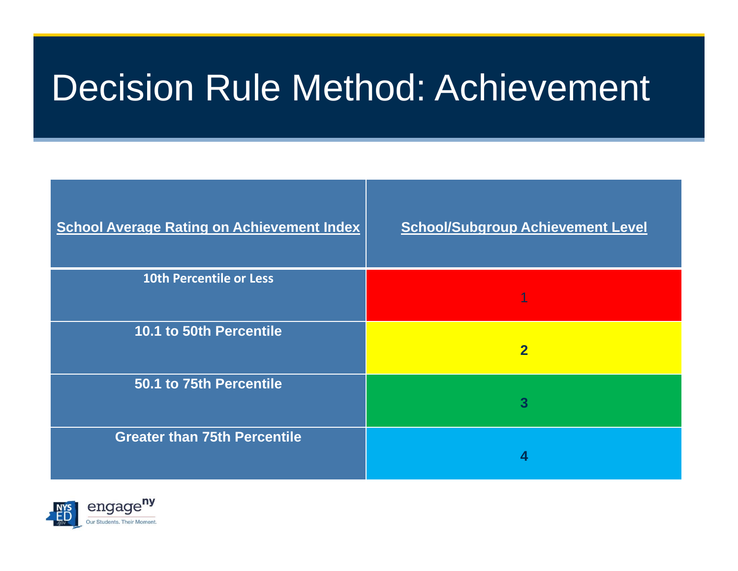# Decision Rule Method: Achievement

| School Average Rating on Achievement Index | School/Subgroup Achievement Level |
| --- | --- |
| 10th Percentile or Less | 1 |
| 10.1 to 50th Percentile | 2 |
| 50.1 to 75th Percentile | 3 |
| Greater than 75th Percentile | 4 |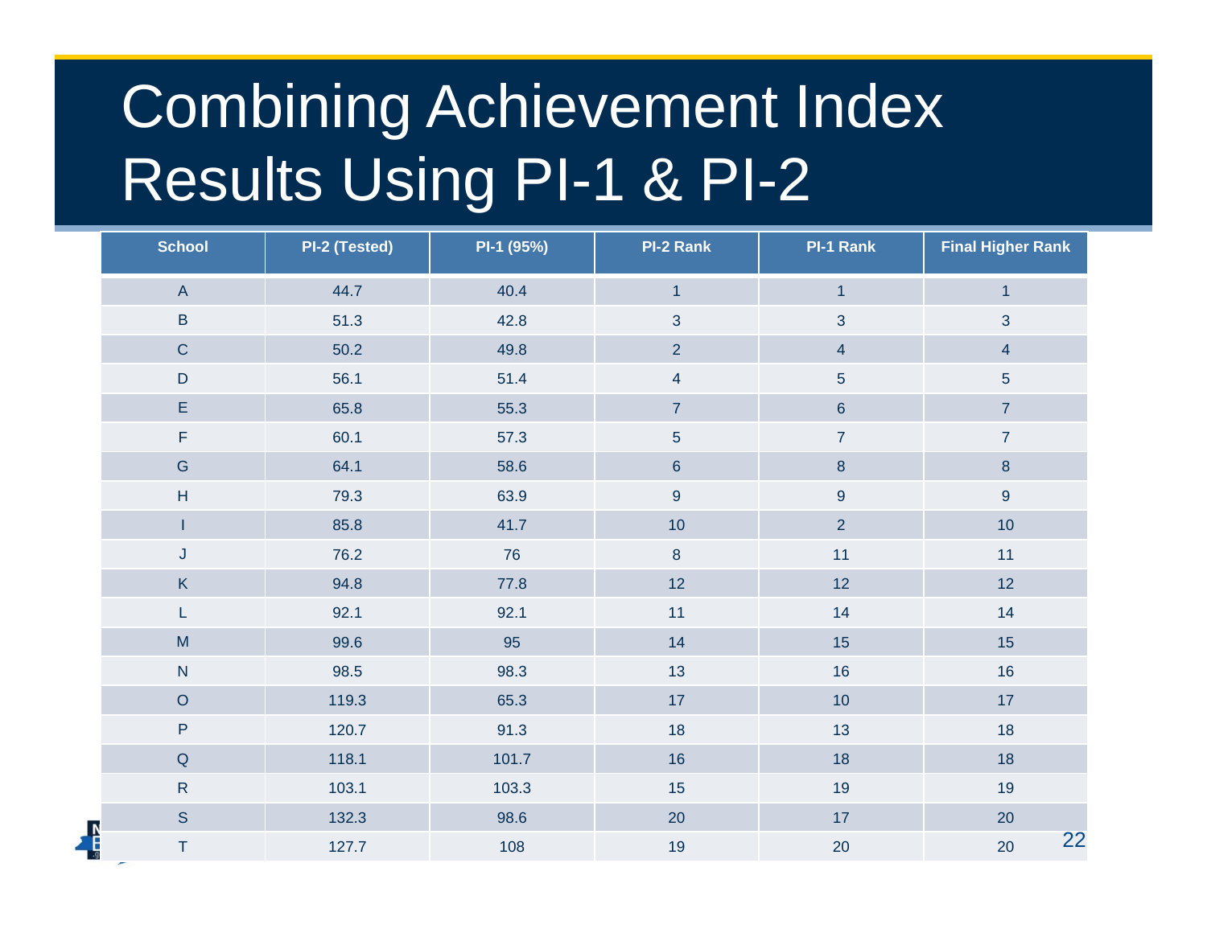# Combining Achievement Index Results Using PI-1 & PI-2

| School | PI-2 (Tested) | PI-1 (95%) | PI-2 Rank | PI-1 Rank | Final Higher Rank |
|---|---|---|---|---|---|
| A | 44.7 | 40.4 | 1 | 1 | 1 |
| B | 51.3 | 42.8 | 3 | 3 | 3 |
| C | 50.2 | 49.8 | 2 | 4 | 4 |
| D | 56.1 | 51.4 | 4 | 5 | 5 |
| E | 65.8 | 55.3 | 7 | 6 | 7 |
| F | 60.1 | 57.3 | 5 | 7 | 7 |
| G | 64.1 | 58.6 | 6 | 8 | 8 |
| H | 79.3 | 63.9 | 9 | 9 | 9 |
| I | 85.8 | 41.7 | 10 | 2 | 10 |
| J | 76.2 | 76 | 8 | 11 | 11 |
| K | 94.8 | 77.8 | 12 | 12 | 12 |
| L | 92.1 | 92.1 | 11 | 14 | 14 |
| M | 99.6 | 95 | 14 | 15 | 15 |
| N | 98.5 | 98.3 | 13 | 16 | 16 |
| O | 119.3 | 65.3 | 17 | 10 | 17 |
| P | 120.7 | 91.3 | 18 | 13 | 18 |
| Q | 118.1 | 101.7 | 16 | 18 | 18 |
| R | 103.1 | 103.3 | 15 | 19 | 19 |
| S | 132.3 | 98.6 | 20 | 17 | 20 |
| T | 127.7 | 108 | 19 | 20 | 20 |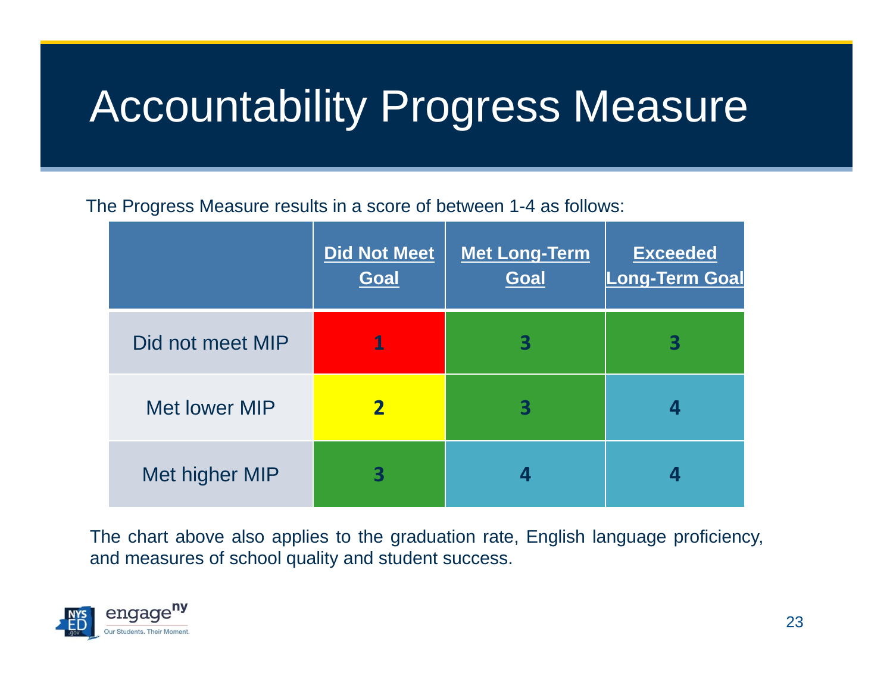# Accountability Progress Measure

The Progress Measure results in a score of between 1-4 as follows:

| | **Did Not Meet Goal** | **Met Long-Term Goal** | **Exceeded Long-Term Goal** |
|---|---|---|---|
| Did not meet MIP | **1** | **3** | **3** |
| Met lower MIP | **2** | **3** | **4** |
| Met higher MIP | **3** | **4** | **4** |

The chart above also applies to the graduation rate, English language proficiency, and measures of school quality and student success.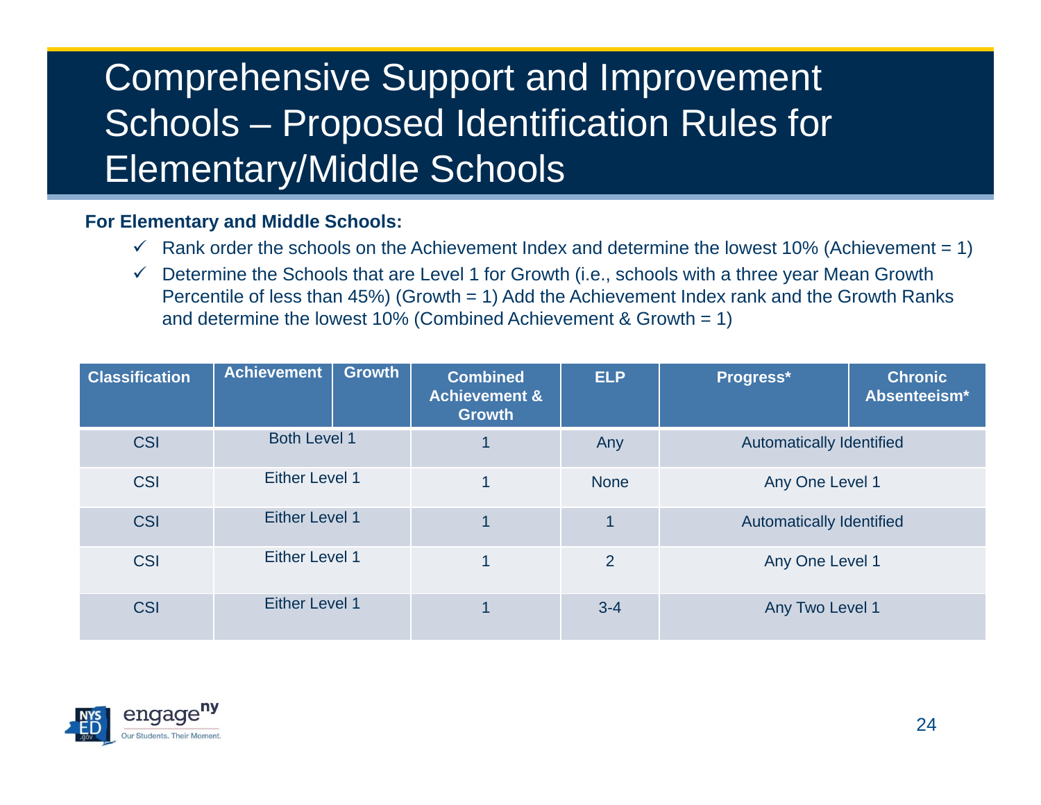# Comprehensive Support and Improvement Schools – Proposed Identification Rules for Elementary/Middle Schools

**For Elementary and Middle Schools:**

- ✓ Rank order the schools on the Achievement Index and determine the lowest 10% (Achievement = 1)
- ✓ Determine the Schools that are Level 1 for Growth (i.e., schools with a three year Mean Growth Percentile of less than 45%) (Growth = 1) Add the Achievement Index rank and the Growth Ranks and determine the lowest 10% (Combined Achievement & Growth = 1)

| Classification | Achievement | Growth | Combined Achievement & Growth | ELP | Progress* | Chronic Absenteeism* |
|---|---|---|---|---|---|---|
| CSI | Both Level 1 | | 1 | Any | Automatically Identified | |
| CSI | Either Level 1 | | 1 | None | Any One Level 1 | |
| CSI | Either Level 1 | | 1 | 1 | Automatically Identified | |
| CSI | Either Level 1 | | 1 | 2 | Any One Level 1 | |
| CSI | Either Level 1 | | 1 | 3-4 | Any Two Level 1 | |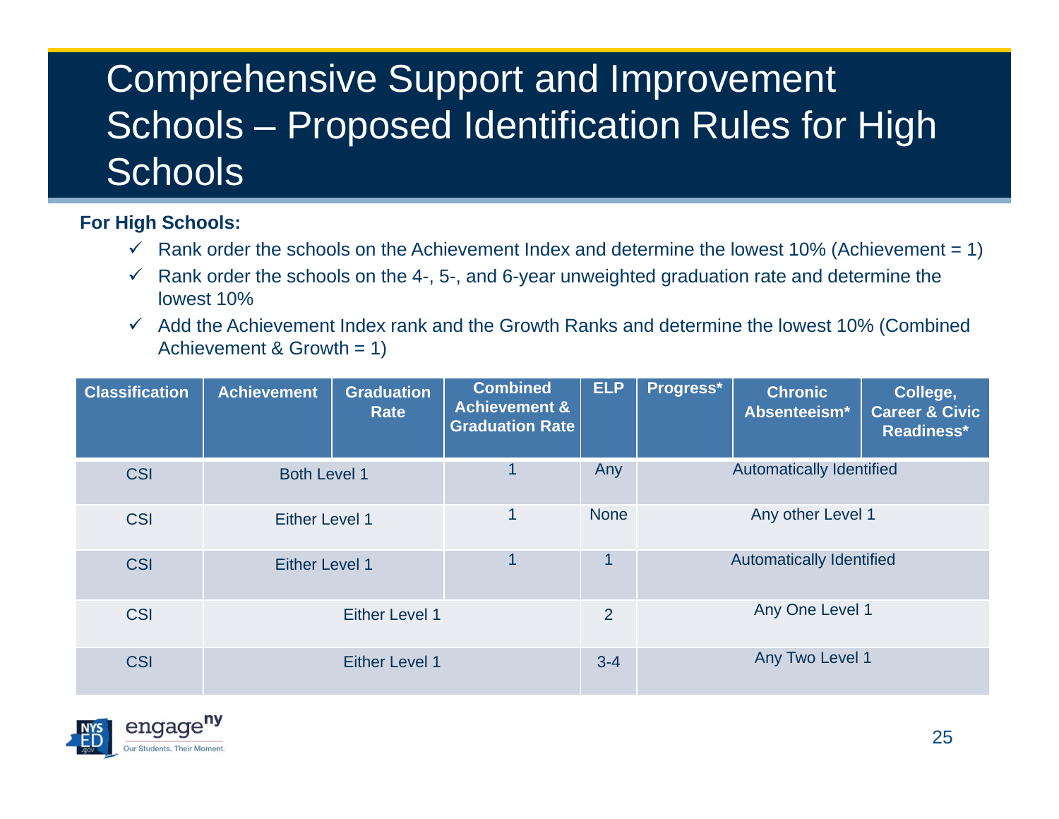# Comprehensive Support and Improvement Schools – Proposed Identification Rules for High Schools

**For High Schools:**

- ✓ Rank order the schools on the Achievement Index and determine the lowest 10% (Achievement = 1)
- ✓ Rank order the schools on the 4-, 5-, and 6-year unweighted graduation rate and determine the lowest 10%
- ✓ Add the Achievement Index rank and the Growth Ranks and determine the lowest 10% (Combined Achievement & Growth = 1)

| Classification | Achievement | Graduation Rate | Combined Achievement & Graduation Rate | ELP | Progress* | Chronic Absenteeism* | College, Career & Civic Readiness* |
|---|---|---|---|---|---|---|---|
| CSI | Both Level 1 | | 1 | Any | Automatically Identified | | |
| CSI | Either Level 1 | | 1 | None | Any other Level 1 | | |
| CSI | Either Level 1 | | 1 | 1 | Automatically Identified | | |
| CSI | Either Level 1 | | | 2 | Any One Level 1 | | |
| CSI | Either Level 1 | | | 3-4 | Any Two Level 1 | | |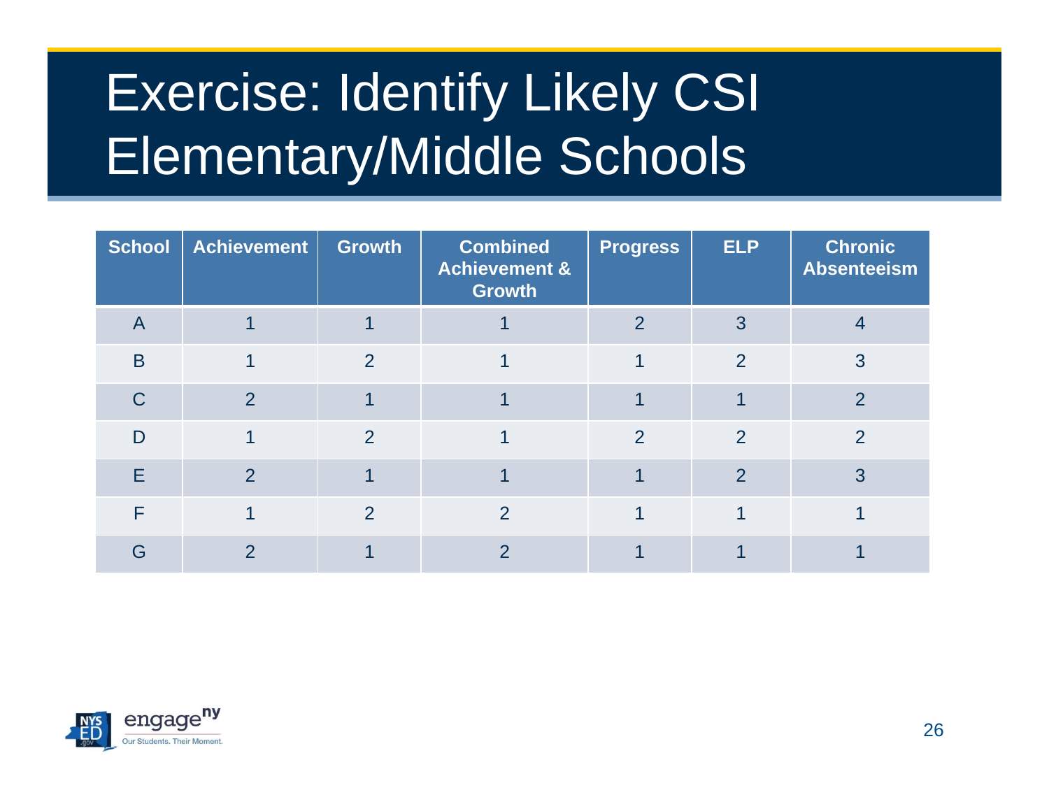# Exercise: Identify Likely CSI Elementary/Middle Schools

| School | Achievement | Growth | Combined Achievement & Growth | Progress | ELP | Chronic Absenteeism |
|---|---|---|---|---|---|---|
| A | 1 | 1 | 1 | 2 | 3 | 4 |
| B | 1 | 2 | 1 | 1 | 2 | 3 |
| C | 2 | 1 | 1 | 1 | 1 | 2 |
| D | 1 | 2 | 1 | 2 | 2 | 2 |
| E | 2 | 1 | 1 | 1 | 2 | 3 |
| F | 1 | 2 | 2 | 1 | 1 | 1 |
| G | 2 | 1 | 2 | 1 | 1 | 1 |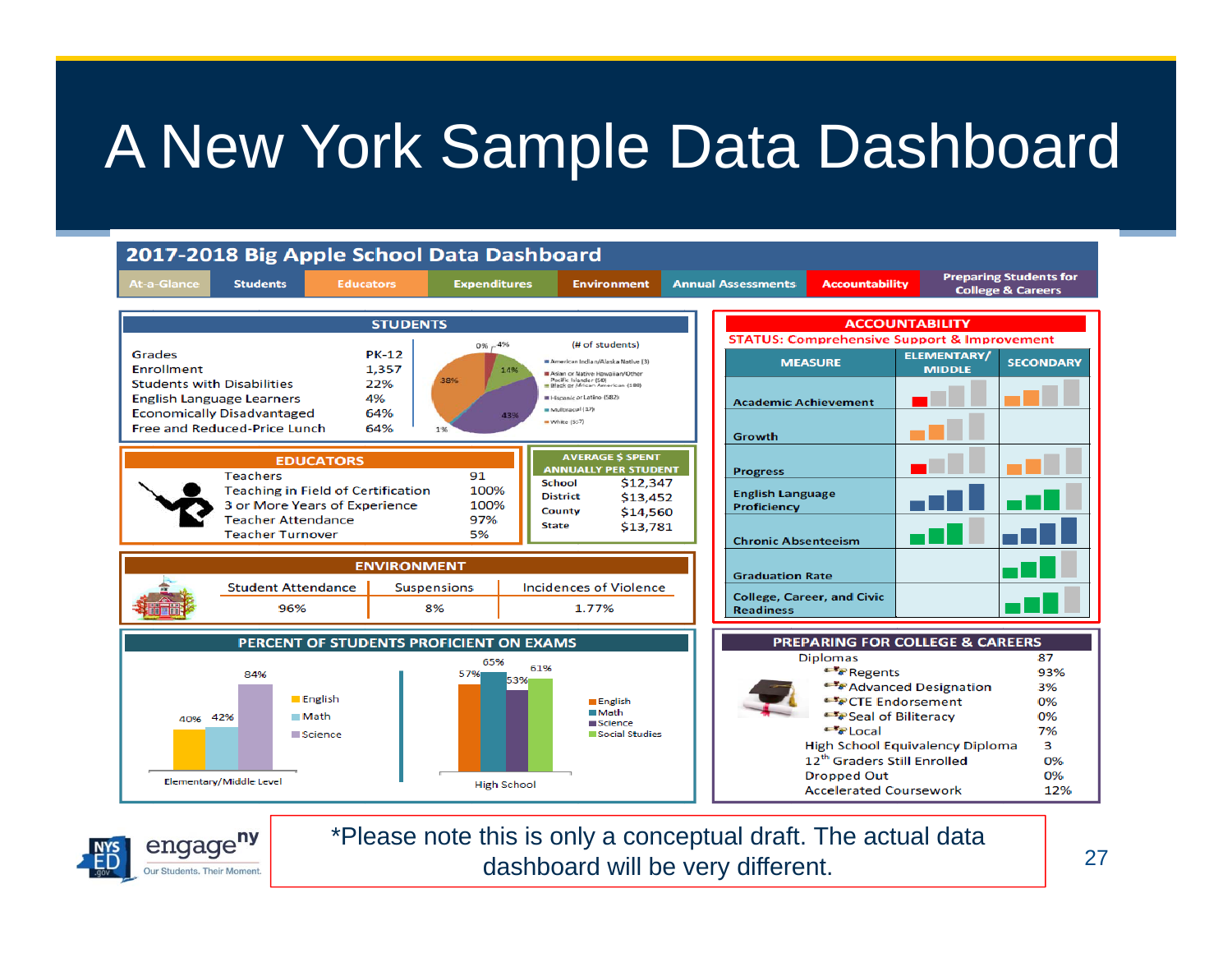# A New York Sample Data Dashboard

## 2017-2018 Big Apple School Data Dashboard

At-a-Glance | Students | Educators | Expenditures | Environment | Annual Assessments | Accountability | Preparing Students for College & Careers

### STUDENTS

| | |
|---|---|
| Grades | PK-12 |
| Enrollment | 1,357 |
| Students with Disabilities | 22% |
| English Language Learners | 4% |
| Economically Disadvantaged | 64% |
| Free and Reduced-Price Lunch | 64% |

(# of students)

- American Indian/Alaska Native (3) – 0%
- Asian or Native Hawaiian/Other Pacific Islander (50) – 4%
- Black or African American (190) – 14%
- Hispanic or Latino (582) – 43%
- Multiracial (17) – 1%
- White (517) – 38%

### EDUCATORS

| | |
|---|---|
| Teachers | 91 |
| Teaching in Field of Certification | 100% |
| 3 or More Years of Experience | 100% |
| Teacher Attendance | 97% |
| Teacher Turnover | 5% |

### AVERAGE $ SPENT ANNUALLY PER STUDENT

| | |
|---|---|
| School | $12,347 |
| District | $13,452 |
| County | $14,560 |
| State | $13,781 |

### ENVIRONMENT

| Student Attendance | Suspensions | Incidences of Violence |
|---|---|---|
| 96% | 8% | 1.77% |

### PERCENT OF STUDENTS PROFICIENT ON EXAMS

| Elementary/Middle Level | |
|---|---|
| English | 40% |
| Math | 42% |
| Science | 84% |

| High School | |
|---|---|
| English | 57% |
| Math | 65% |
| Science | 53% |
| Social Studies | 61% |

### ACCOUNTABILITY

STATUS: Comprehensive Support & Improvement

| MEASURE | ELEMENTARY/ MIDDLE | SECONDARY |
|---|---|---|
| Academic Achievement | | |
| Growth | | |
| Progress | | |
| English Language Proficiency | | |
| Chronic Absenteeism | | |
| Graduation Rate | | |
| College, Career, and Civic Readiness | | |

### PREPARING FOR COLLEGE & CAREERS

| | |
|---|---|
| Diplomas | 87 |
| Regents | 93% |
| Advanced Designation | 3% |
| CTE Endorsement | 0% |
| Seal of Biliteracy | 0% |
| Local | 7% |
| High School Equivalency Diploma | 3 |
| 12th Graders Still Enrolled | 0% |
| Dropped Out | 0% |
| Accelerated Coursework | 12% |

*Please note this is only a conceptual draft. The actual data dashboard will be very different.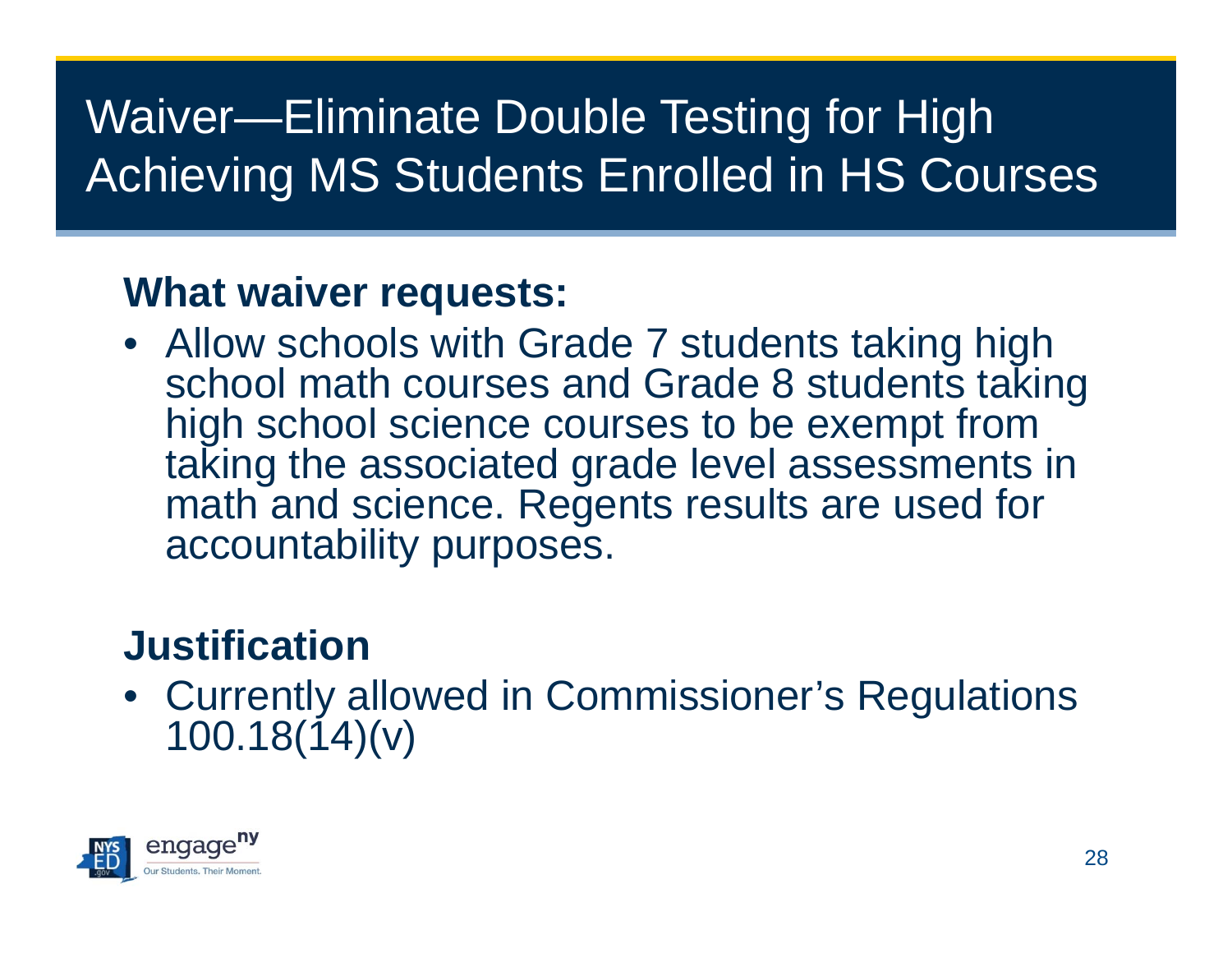# Waiver—Eliminate Double Testing for High Achieving MS Students Enrolled in HS Courses

## What waiver requests:

- Allow schools with Grade 7 students taking high school math courses and Grade 8 students taking high school science courses to be exempt from taking the associated grade level assessments in math and science. Regents results are used for accountability purposes.

## Justification

- Currently allowed in Commissioner's Regulations 100.18(14)(v)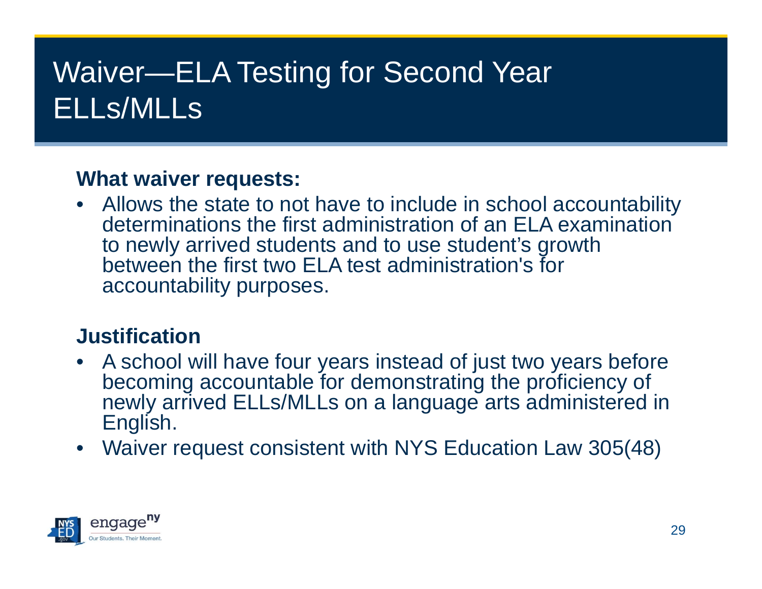# Waiver—ELA Testing for Second Year ELLs/MLLs

**What waiver requests:**

- Allows the state to not have to include in school accountability determinations the first administration of an ELA examination to newly arrived students and to use student's growth between the first two ELA test administration's for accountability purposes.

**Justification**

- A school will have four years instead of just two years before becoming accountable for demonstrating the proficiency of newly arrived ELLs/MLLs on a language arts administered in English.
- Waiver request consistent with NYS Education Law 305(48)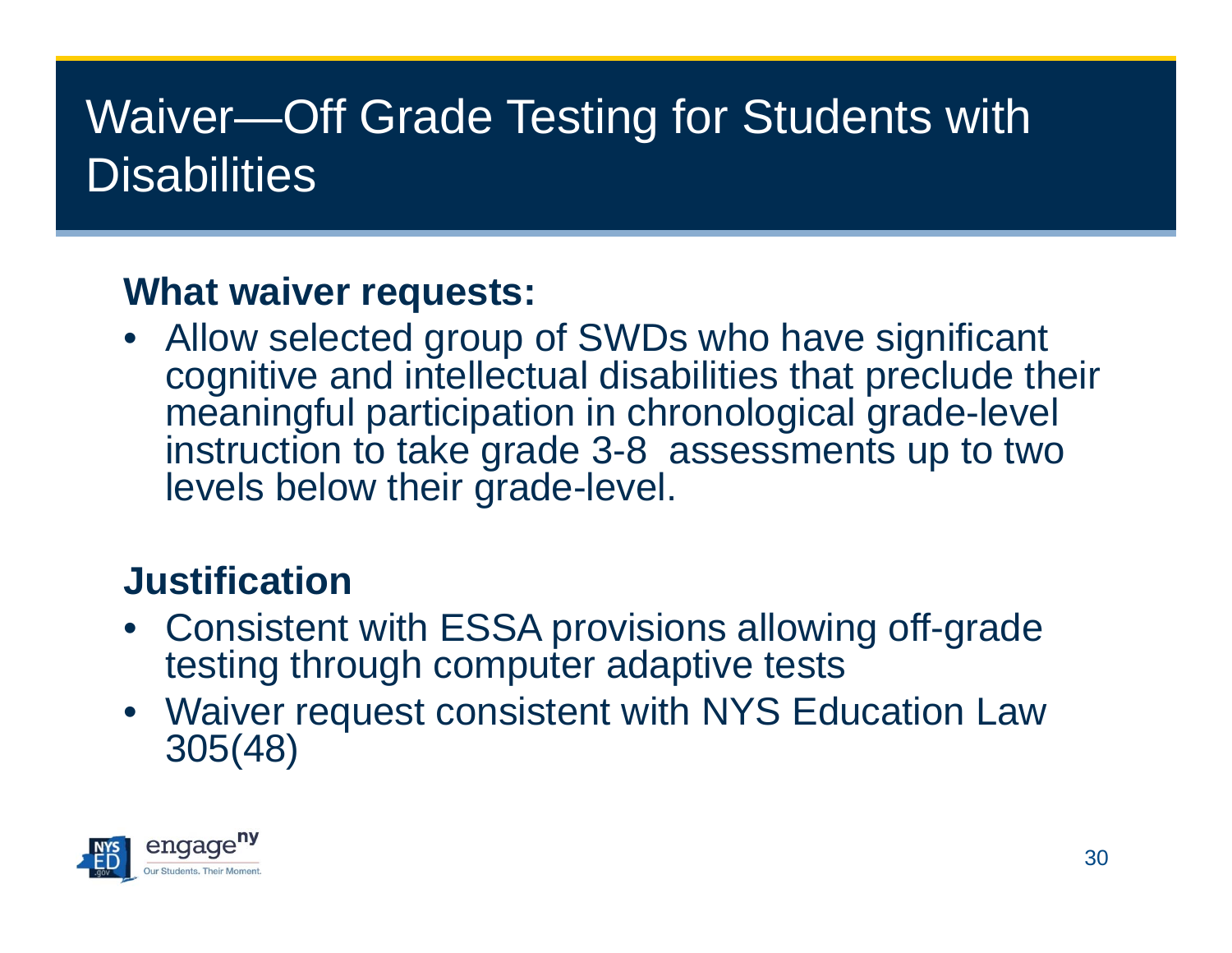# Waiver—Off Grade Testing for Students with Disabilities

**What waiver requests:**

- Allow selected group of SWDs who have significant cognitive and intellectual disabilities that preclude their meaningful participation in chronological grade-level instruction to take grade 3-8 assessments up to two levels below their grade-level.

**Justification**

- Consistent with ESSA provisions allowing off-grade testing through computer adaptive tests
- Waiver request consistent with NYS Education Law 305(48)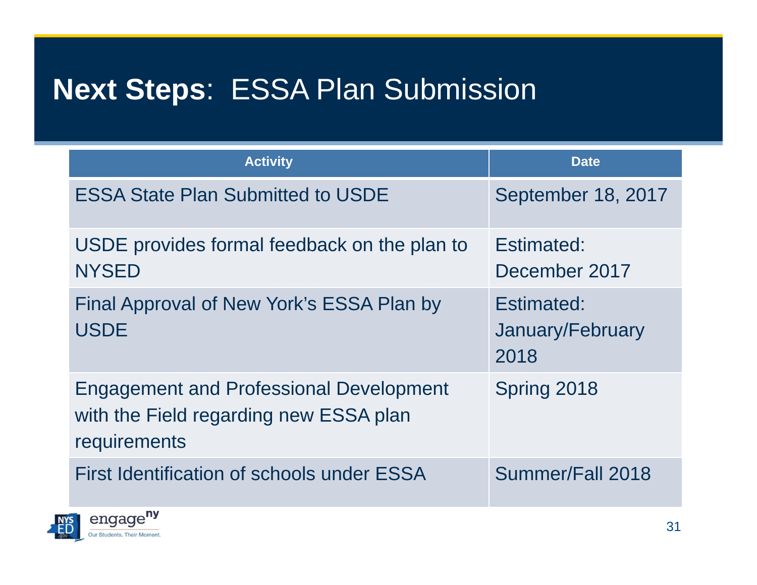# **Next Steps**: ESSA Plan Submission

| Activity | Date |
|---|---|
| ESSA State Plan Submitted to USDE | September 18, 2017 |
| USDE provides formal feedback on the plan to NYSED | Estimated: December 2017 |
| Final Approval of New York's ESSA Plan by USDE | Estimated: January/February 2018 |
| Engagement and Professional Development with the Field regarding new ESSA plan requirements | Spring 2018 |
| First Identification of schools under ESSA | Summer/Fall 2018 |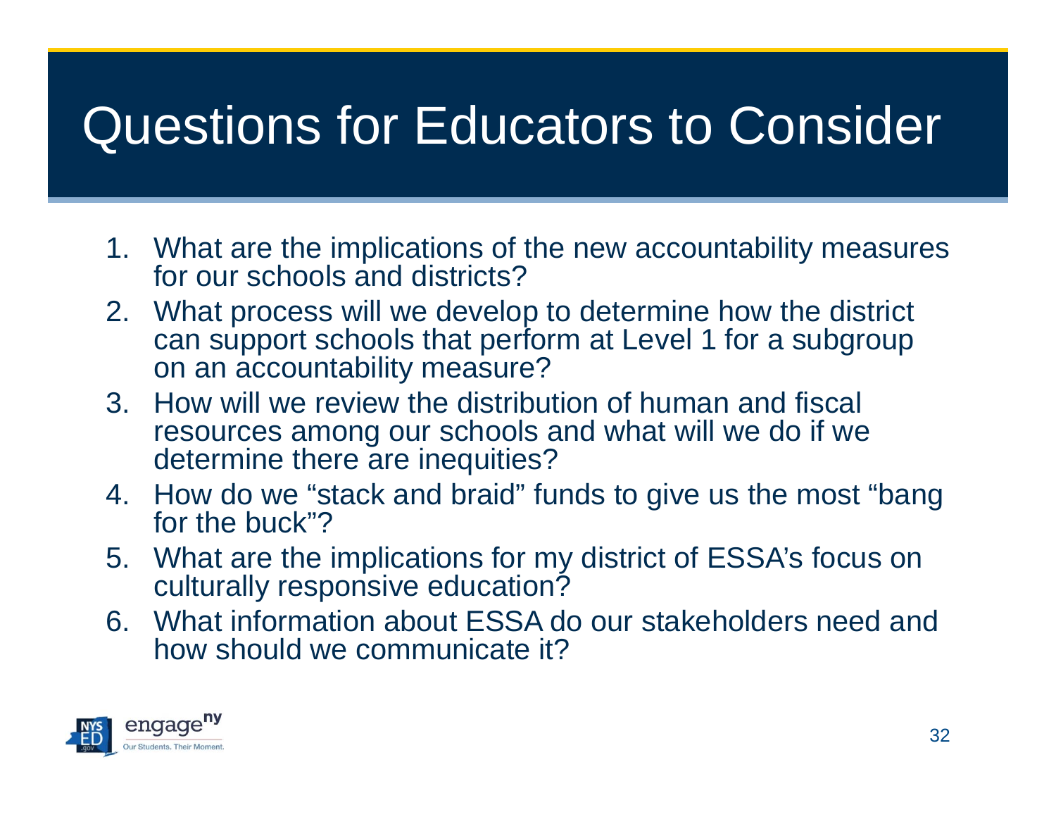# Questions for Educators to Consider

1. What are the implications of the new accountability measures for our schools and districts?
2. What process will we develop to determine how the district can support schools that perform at Level 1 for a subgroup on an accountability measure?
3. How will we review the distribution of human and fiscal resources among our schools and what will we do if we determine there are inequities?
4. How do we “stack and braid” funds to give us the most “bang for the buck”?
5. What are the implications for my district of ESSA’s focus on culturally responsive education?
6. What information about ESSA do our stakeholders need and how should we communicate it?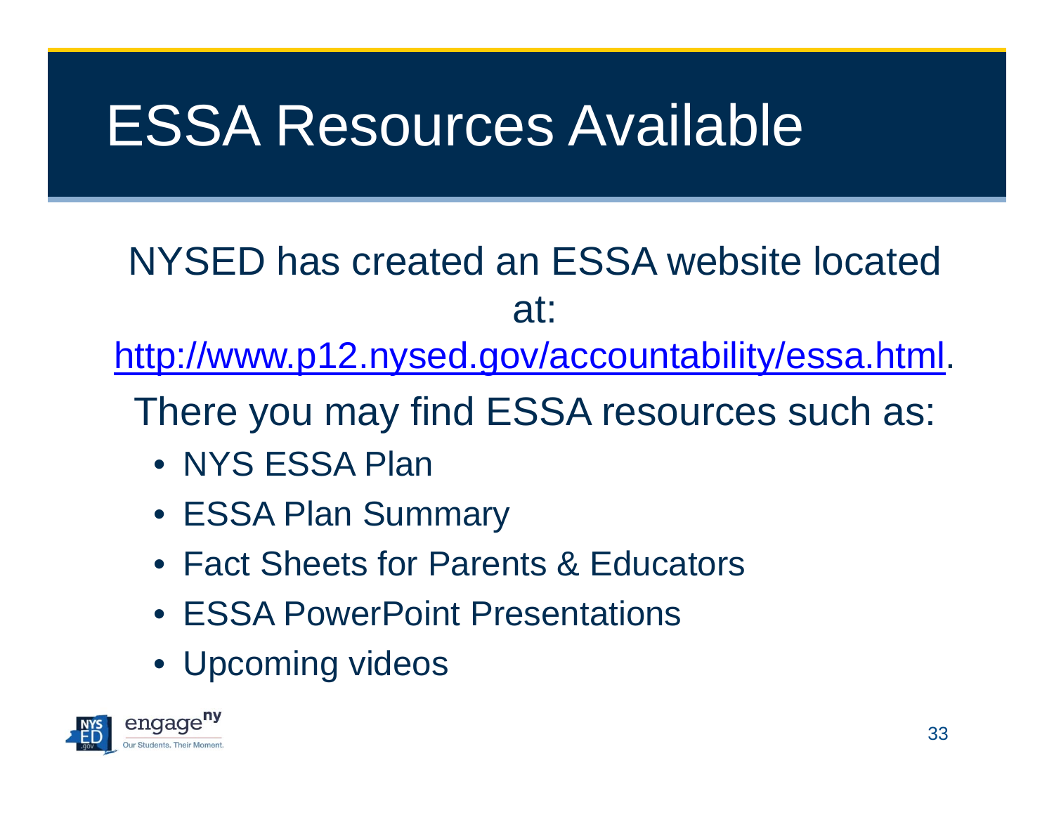# ESSA Resources Available

NYSED has created an ESSA website located at:
http://www.p12.nysed.gov/accountability/essa.html.

There you may find ESSA resources such as:

- NYS ESSA Plan
- ESSA Plan Summary
- Fact Sheets for Parents & Educators
- ESSA PowerPoint Presentations
- Upcoming videos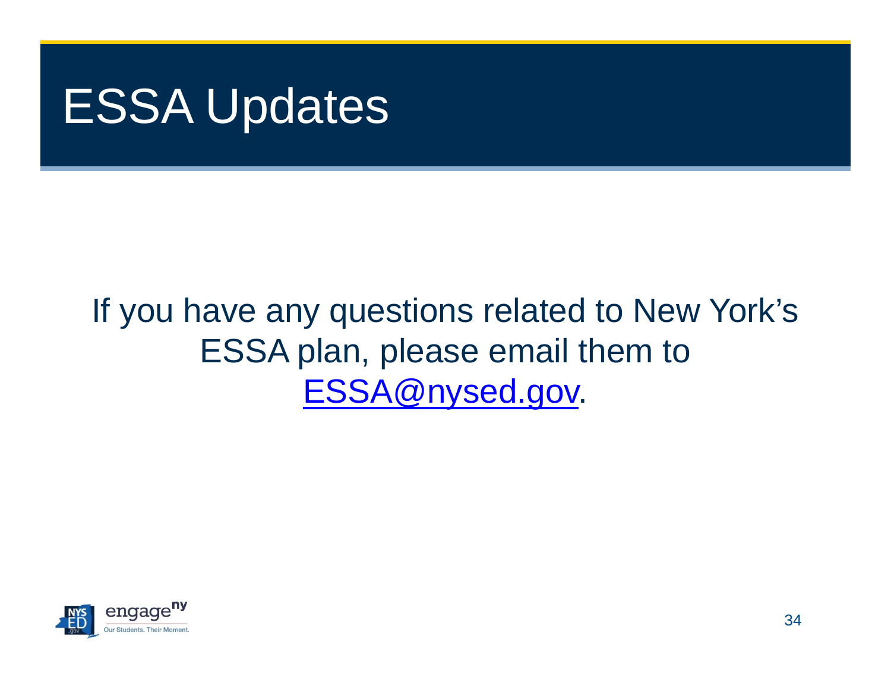# ESSA Updates

If you have any questions related to New York's ESSA plan, please email them to ESSA@nysed.gov.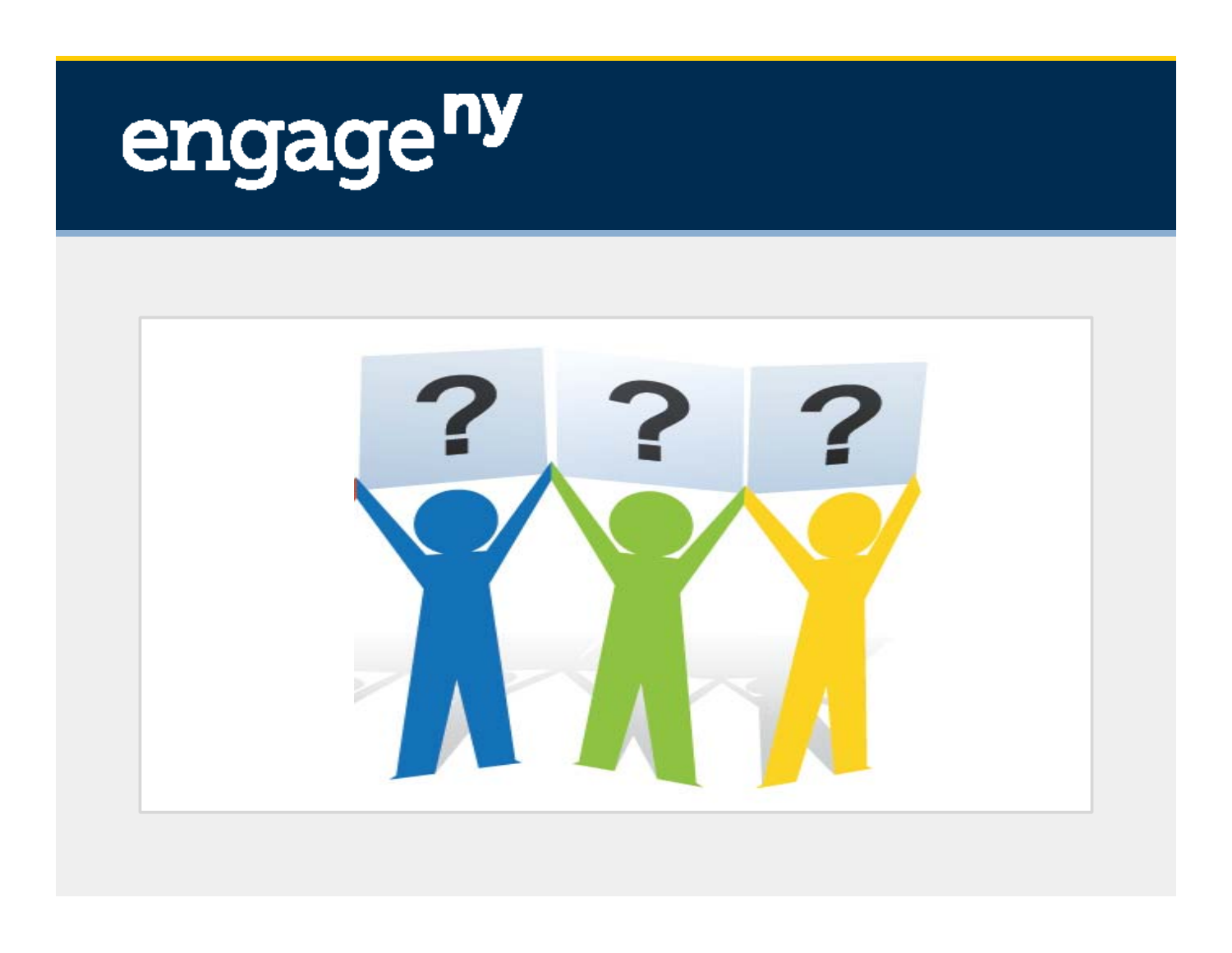engage^ny

engageny